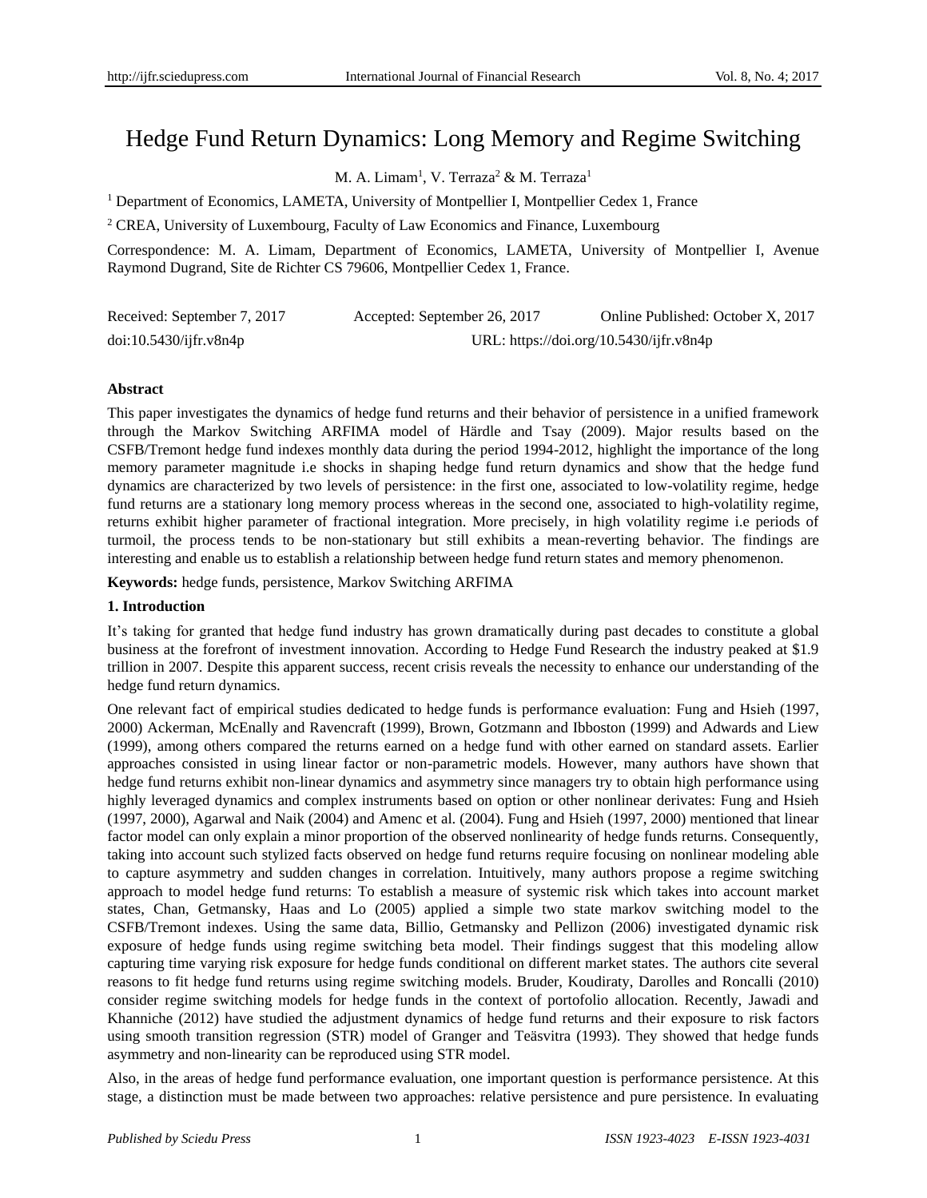# Hedge Fund Return Dynamics: Long Memory and Regime Switching

M. A. Limam[1], V. Terraza[2] & M. Terraza[1]

[1] Department of Economics, LAMETA, University of Montpellier I, Montpellier Cedex 1, France

[2] CREA, University of Luxembourg, Faculty of Law Economics and Finance, Luxembourg

Correspondence: M. A. Limam, Department of Economics, LAMETA, University of Montpellier I, Avenue Raymond Dugrand, Site de Richter CS 79606, Montpellier Cedex 1, France.

Received: September 7, 2017 Accepted: September 26, 2017 Online Published: October X, 2017

doi:10.5430/ijfr.v8n4p URL: https://doi.org/10.5430/ijfr.v8n4p

**Abstract**

This paper investigates the dynamics of hedge fund returns and their behavior of persistence in a unified framework through the Markov Switching ARFIMA model of Härdle and Tsay (2009). Major results based on the CSFB/Tremont hedge fund indexes monthly data during the period 1994-2012, highlight the importance of the long memory parameter magnitude i.e shocks in shaping hedge fund return dynamics and show that the hedge fund dynamics are characterized by two levels of persistence: in the first one, associated to low-volatility regime, hedge fund returns are a stationary long memory process whereas in the second one, associated to high-volatility regime, returns exhibit higher parameter of fractional integration. More precisely, in high volatility regime i.e periods of turmoil, the process tends to be non-stationary but still exhibits a mean-reverting behavior. The findings are interesting and enable us to establish a relationship between hedge fund return states and memory phenomenon.

**Keywords:** hedge funds, persistence, Markov Switching ARFIMA

## 1. Introduction

It's taking for granted that hedge fund industry has grown dramatically during past decades to constitute a global business at the forefront of investment innovation. According to Hedge Fund Research the industry peaked at $1.9 trillion in 2007. Despite this apparent success, recent crisis reveals the necessity to enhance our understanding of the hedge fund return dynamics.

One relevant fact of empirical studies dedicated to hedge funds is performance evaluation: Fung and Hsieh (1997, 2000) Ackerman, McEnally and Ravencraft (1999), Brown, Gotzmann and Ibboston (1999) and Adwards and Liew (1999), among others compared the returns earned on a hedge fund with other earned on standard assets. Earlier approaches consisted in using linear factor or non-parametric models. However, many authors have shown that hedge fund returns exhibit non-linear dynamics and asymmetry since managers try to obtain high performance using highly leveraged dynamics and complex instruments based on option or other nonlinear derivates: Fung and Hsieh (1997, 2000), Agarwal and Naik (2004) and Amenc et al. (2004). Fung and Hsieh (1997, 2000) mentioned that linear factor model can only explain a minor proportion of the observed nonlinearity of hedge funds returns. Consequently, taking into account such stylized facts observed on hedge fund returns require focusing on nonlinear modeling able to capture asymmetry and sudden changes in correlation. Intuitively, many authors propose a regime switching approach to model hedge fund returns: To establish a measure of systemic risk which takes into account market states, Chan, Getmansky, Haas and Lo (2005) applied a simple two state markov switching model to the CSFB/Tremont indexes. Using the same data, Billio, Getmansky and Pellizon (2006) investigated dynamic risk exposure of hedge funds using regime switching beta model. Their findings suggest that this modeling allow capturing time varying risk exposure for hedge funds conditional on different market states. The authors cite several reasons to fit hedge fund returns using regime switching models. Bruder, Koudiraty, Darolles and Roncalli (2010) consider regime switching models for hedge funds in the context of portofolio allocation. Recently, Jawadi and Khanniche (2012) have studied the adjustment dynamics of hedge fund returns and their exposure to risk factors using smooth transition regression (STR) model of Granger and Teäsvitra (1993). They showed that hedge funds asymmetry and non-linearity can be reproduced using STR model.

Also, in the areas of hedge fund performance evaluation, one important question is performance persistence. At this stage, a distinction must be made between two approaches: relative persistence and pure persistence. In evaluating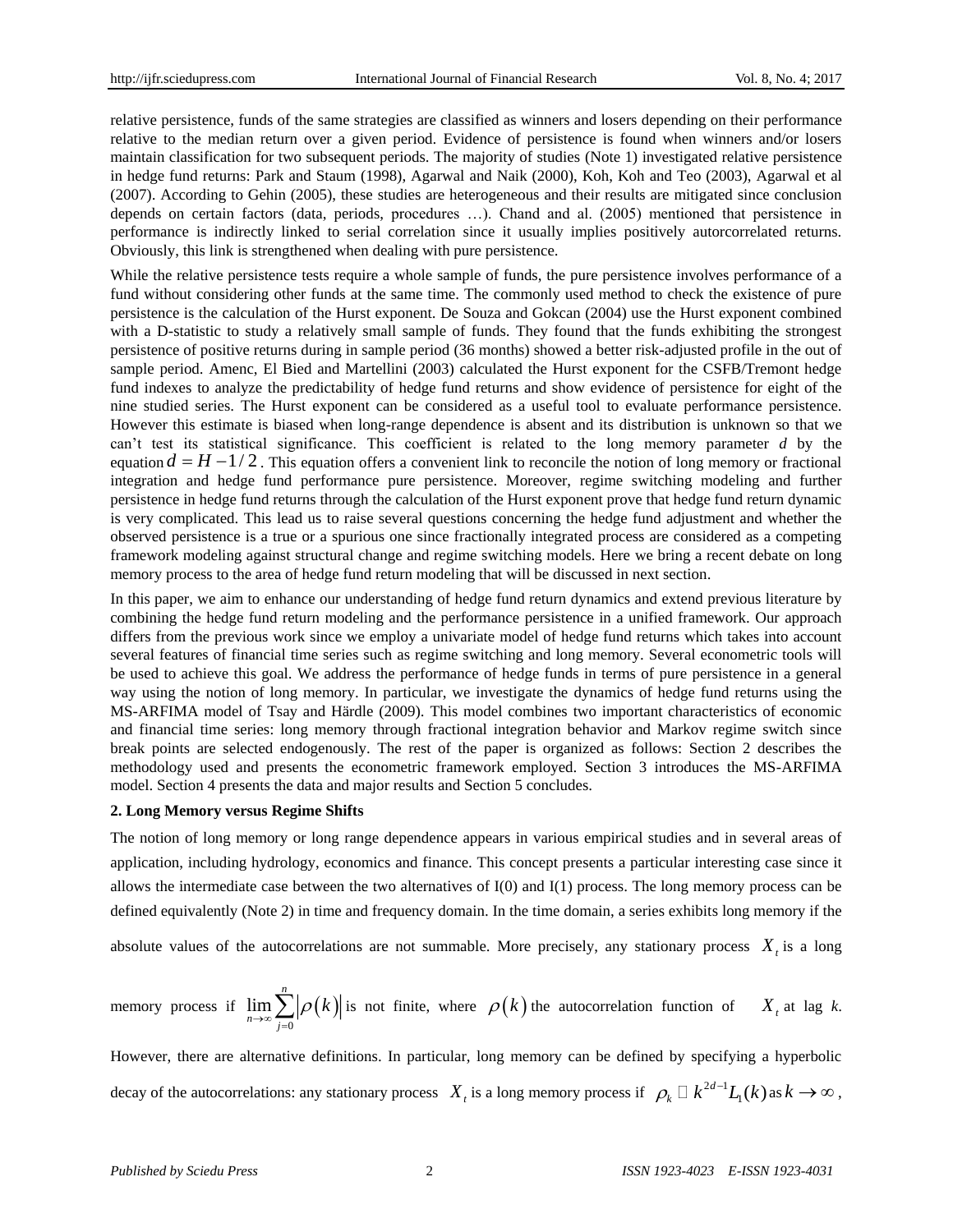relative persistence, funds of the same strategies are classified as winners and losers depending on their performance relative to the median return over a given period. Evidence of persistence is found when winners and/or losers maintain classification for two subsequent periods. The majority of studies (Note 1) investigated relative persistence in hedge fund returns: Park and Staum (1998), Agarwal and Naik (2000), Koh, Koh and Teo (2003), Agarwal et al (2007). According to Gehin (2005), these studies are heterogeneous and their results are mitigated since conclusion depends on certain factors (data, periods, procedures …). Chand and al. (2005) mentioned that persistence in performance is indirectly linked to serial correlation since it usually implies positively autorcorrelated returns. Obviously, this link is strengthened when dealing with pure persistence.

While the relative persistence tests require a whole sample of funds, the pure persistence involves performance of a fund without considering other funds at the same time. The commonly used method to check the existence of pure persistence is the calculation of the Hurst exponent. De Souza and Gokcan (2004) use the Hurst exponent combined with a D-statistic to study a relatively small sample of funds. They found that the funds exhibiting the strongest persistence of positive returns during in sample period (36 months) showed a better risk-adjusted profile in the out of sample period. Amenc, El Bied and Martellini (2003) calculated the Hurst exponent for the CSFB/Tremont hedge fund indexes to analyze the predictability of hedge fund returns and show evidence of persistence for eight of the nine studied series. The Hurst exponent can be considered as a useful tool to evaluate performance persistence. However this estimate is biased when long-range dependence is absent and its distribution is unknown so that we can't test its statistical significance. This coefficient is related to the long memory parameter *d* by the equation $d = H - 1/2$. This equation offers a convenient link to reconcile the notion of long memory or fractional integration and hedge fund performance pure persistence. Moreover, regime switching modeling and further persistence in hedge fund returns through the calculation of the Hurst exponent prove that hedge fund return dynamic is very complicated. This lead us to raise several questions concerning the hedge fund adjustment and whether the observed persistence is a true or a spurious one since fractionally integrated process are considered as a competing framework modeling against structural change and regime switching models. Here we bring a recent debate on long memory process to the area of hedge fund return modeling that will be discussed in next section.

In this paper, we aim to enhance our understanding of hedge fund return dynamics and extend previous literature by combining the hedge fund return modeling and the performance persistence in a unified framework. Our approach differs from the previous work since we employ a univariate model of hedge fund returns which takes into account several features of financial time series such as regime switching and long memory. Several econometric tools will be used to achieve this goal. We address the performance of hedge funds in terms of pure persistence in a general way using the notion of long memory. In particular, we investigate the dynamics of hedge fund returns using the MS-ARFIMA model of Tsay and Härdle (2009). This model combines two important characteristics of economic and financial time series: long memory through fractional integration behavior and Markov regime switch since break points are selected endogenously. The rest of the paper is organized as follows: Section 2 describes the methodology used and presents the econometric framework employed. Section 3 introduces the MS-ARFIMA model. Section 4 presents the data and major results and Section 5 concludes.

## 2. Long Memory versus Regime Shifts

The notion of long memory or long range dependence appears in various empirical studies and in several areas of application, including hydrology, economics and finance. This concept presents a particular interesting case since it allows the intermediate case between the two alternatives of I(0) and I(1) process. The long memory process can be defined equivalently (Note 2) in time and frequency domain. In the time domain, a series exhibits long memory if the absolute values of the autocorrelations are not summable. More precisely, any stationary process $X_t$ is a long memory process if $\lim_{n \to \infty} \sum_{j=0}^{n} \left| \rho(k) \right|$ is not finite, where $\rho(k)$ the autocorrelation function of $X_t$ at lag *k*.

However, there are alternative definitions. In particular, long memory can be defined by specifying a hyperbolic decay of the autocorrelations: any stationary process $X_t$ is a long memory process if $\rho_k \sim k^{2d-1} L_1(k)$ as $k \to \infty$,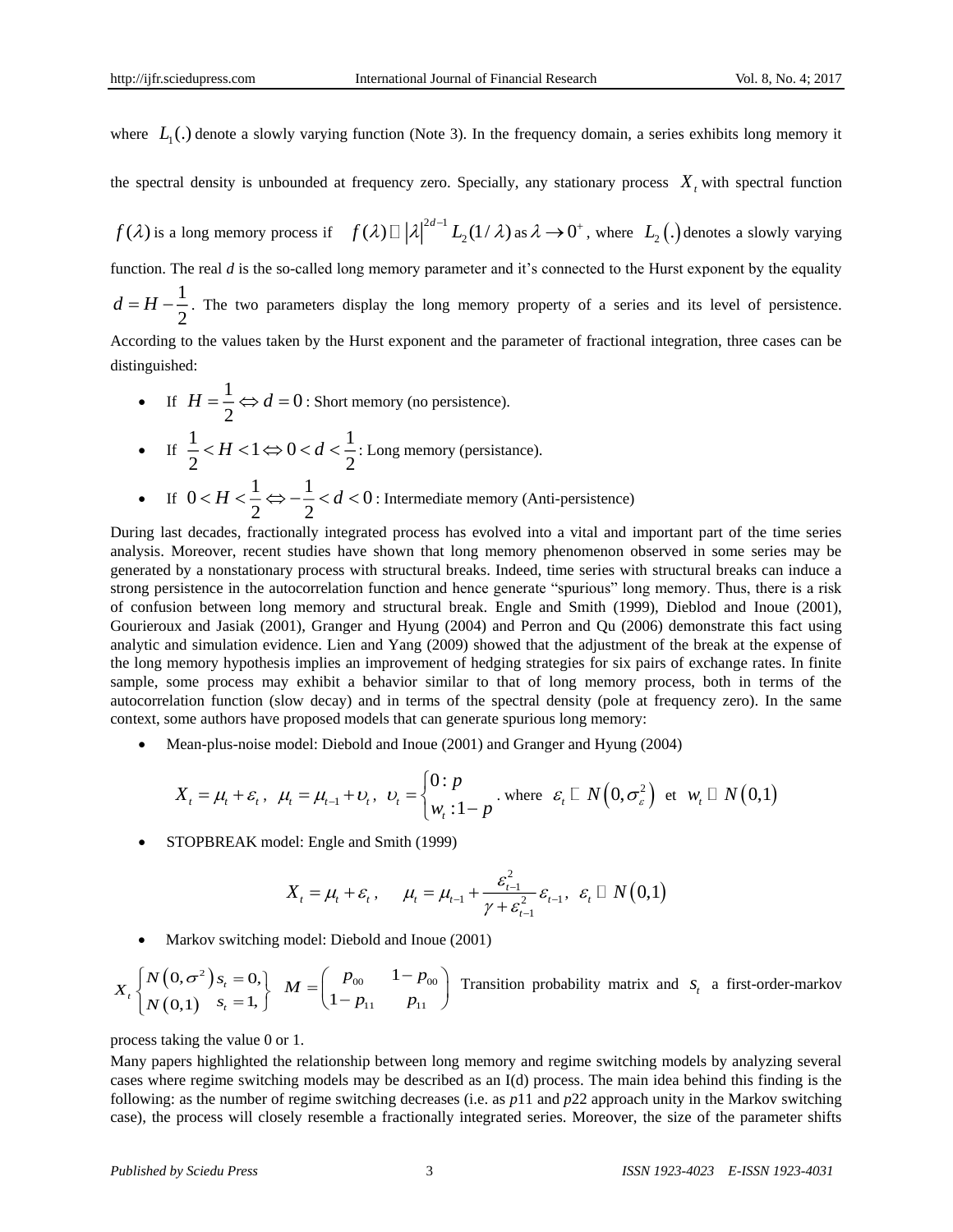where $L_1(.)$ denote a slowly varying function (Note 3). In the frequency domain, a series exhibits long memory it the spectral density is unbounded at frequency zero. Specially, any stationary process $X_t$ with spectral function $f(\lambda)$ is a long memory process if $f(\lambda) \sim |\lambda|^{2d-1} L_2(1/\lambda)$ as $\lambda \to 0^+$, where $L_2(.)$ denotes a slowly varying function. The real *d* is the so-called long memory parameter and it's connected to the Hurst exponent by the equality $d = H - \frac{1}{2}$. The two parameters display the long memory property of a series and its level of persistence. According to the values taken by the Hurst exponent and the parameter of fractional integration, three cases can be distinguished:

- If $H = \frac{1}{2} \Leftrightarrow d = 0$ : Short memory (no persistence).
- If $\frac{1}{2} < H < 1 \Leftrightarrow 0 < d < \frac{1}{2}$ : Long memory (persistance).
- If $0 < H < \frac{1}{2} \Leftrightarrow -\frac{1}{2} < d < 0$ : Intermediate memory (Anti-persistence)

During last decades, fractionally integrated process has evolved into a vital and important part of the time series analysis. Moreover, recent studies have shown that long memory phenomenon observed in some series may be generated by a nonstationary process with structural breaks. Indeed, time series with structural breaks can induce a strong persistence in the autocorrelation function and hence generate "spurious" long memory. Thus, there is a risk of confusion between long memory and structural break. Engle and Smith (1999), Dieblod and Inoue (2001), Gourieroux and Jasiak (2001), Granger and Hyung (2004) and Perron and Qu (2006) demonstrate this fact using analytic and simulation evidence. Lien and Yang (2009) showed that the adjustment of the break at the expense of the long memory hypothesis implies an improvement of hedging strategies for six pairs of exchange rates. In finite sample, some process may exhibit a behavior similar to that of long memory process, both in terms of the autocorrelation function (slow decay) and in terms of the spectral density (pole at frequency zero). In the same context, some authors have proposed models that can generate spurious long memory:

- Mean-plus-noise model: Diebold and Inoue (2001) and Granger and Hyung (2004)

$$X_t = \mu_t + \varepsilon_t, \ \ \mu_t = \mu_{t-1} + \upsilon_t, \ \ \upsilon_t = \begin{cases} 0 : p \\ w_t : 1-p \end{cases}. \text{ where } \ \varepsilon_t \sim N\left(0, \sigma_\varepsilon^2\right) \ \text{ et } \ w_t \sim N\left(0,1\right)$$

- STOPBREAK model: Engle and Smith (1999)

$$X_t = \mu_t + \varepsilon_t, \qquad \mu_t = \mu_{t-1} + \frac{\varepsilon_{t-1}^2}{\gamma + \varepsilon_{t-1}^2}\varepsilon_{t-1}, \ \ \varepsilon_t \sim N\left(0,1\right)$$

- Markov switching model: Diebold and Inoue (2001)

$$X_t \begin{Bmatrix} N\left(0,\sigma^2\right) s_t = 0, \\ N\left(0,1\right) \quad s_t = 1, \end{Bmatrix} \quad M = \begin{pmatrix} p_{00} & 1-p_{00} \\ 1-p_{11} & p_{11} \end{pmatrix}$$

Transition probability matrix and $s_t$ a first-order-markov process taking the value 0 or 1.

Many papers highlighted the relationship between long memory and regime switching models by analyzing several cases where regime switching models may be described as an I(d) process. The main idea behind this finding is the following: as the number of regime switching decreases (i.e. as *p*11 and *p*22 approach unity in the Markov switching case), the process will closely resemble a fractionally integrated series. Moreover, the size of the parameter shifts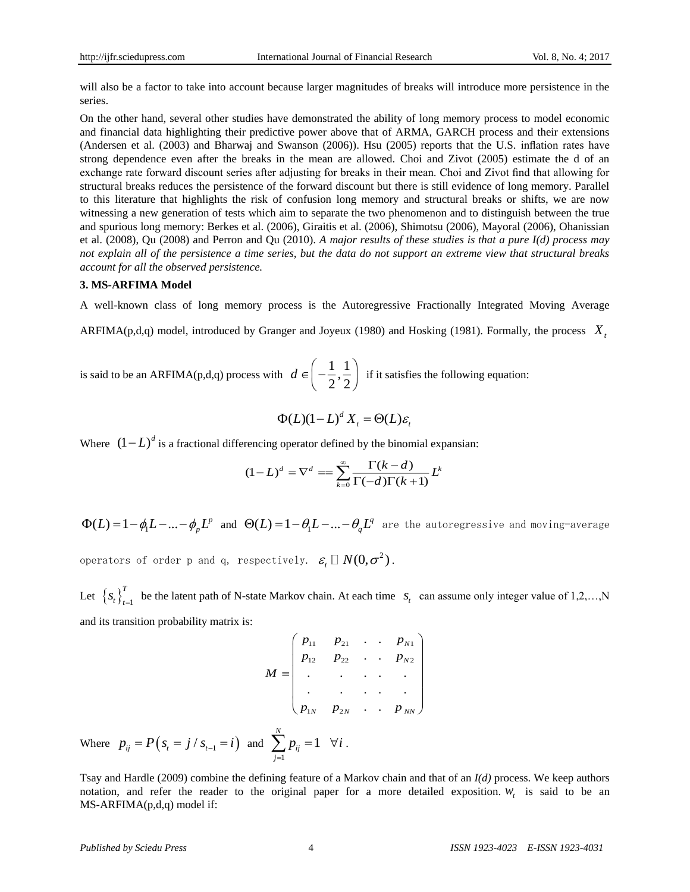will also be a factor to take into account because larger magnitudes of breaks will introduce more persistence in the series.

On the other hand, several other studies have demonstrated the ability of long memory process to model economic and financial data highlighting their predictive power above that of ARMA, GARCH process and their extensions (Andersen et al. (2003) and Bharwaj and Swanson (2006)). Hsu (2005) reports that the U.S. inflation rates have strong dependence even after the breaks in the mean are allowed. Choi and Zivot (2005) estimate the d of an exchange rate forward discount series after adjusting for breaks in their mean. Choi and Zivot find that allowing for structural breaks reduces the persistence of the forward discount but there is still evidence of long memory. Parallel to this literature that highlights the risk of confusion long memory and structural breaks or shifts, we are now witnessing a new generation of tests which aim to separate the two phenomenon and to distinguish between the true and spurious long memory: Berkes et al. (2006), Giraitis et al. (2006), Shimotsu (2006), Mayoral (2006), Ohanissian et al. (2008), Qu (2008) and Perron and Qu (2010). *A major results of these studies is that a pure I(d) process may not explain all of the persistence a time series, but the data do not support an extreme view that structural breaks account for all the observed persistence.*

### 3. MS-ARFIMA Model

A well-known class of long memory process is the Autoregressive Fractionally Integrated Moving Average ARFIMA(p,d,q) model, introduced by Granger and Joyeux (1980) and Hosking (1981). Formally, the process $X_t$ is said to be an ARFIMA(p,d,q) process with $d \in \left(-\frac{1}{2}, \frac{1}{2}\right)$ if it satisfies the following equation:

$$\Phi(L)(1-L)^d X_t = \Theta(L)\varepsilon_t$$

Where $(1-L)^d$ is a fractional differencing operator defined by the binomial expansian:

$$(1-L)^d = \nabla^d == \sum_{k=0}^{\infty} \frac{\Gamma(k-d)}{\Gamma(-d)\Gamma(k+1)} L^k$$

$\Phi(L) = 1 - \phi_1 L - ... - \phi_p L^p$ and $\Theta(L) = 1 - \theta_1 L - ... - \theta_q L^q$ are the autoregressive and moving-average operators of order p and q, respectively. $\varepsilon_t \sim N(0, \sigma^2)$.

Let $\{s_t\}_{t=1}^{T}$ be the latent path of N-state Markov chain. At each time $s_t$ can assume only integer value of 1,2,…,N and its transition probability matrix is:

$$M \equiv \begin{pmatrix} p_{11} & p_{21} & . & . & p_{N1} \\ p_{12} & p_{22} & . & . & p_{N2} \\ . & . & . & . & . \\ . & . & . & . & . \\ p_{1N} & p_{2N} & . & . & p_{NN} \end{pmatrix}$$

Where $p_{ij} = P\left(s_t = j / s_{t-1} = i\right)$ and $\sum_{j=1}^{N} p_{ij} = 1 \quad \forall i$.

Tsay and Hardle (2009) combine the defining feature of a Markov chain and that of an *I(d)* process. We keep authors notation, and refer the reader to the original paper for a more detailed exposition. $w_t$ is said to be an MS-ARFIMA(p,d,q) model if: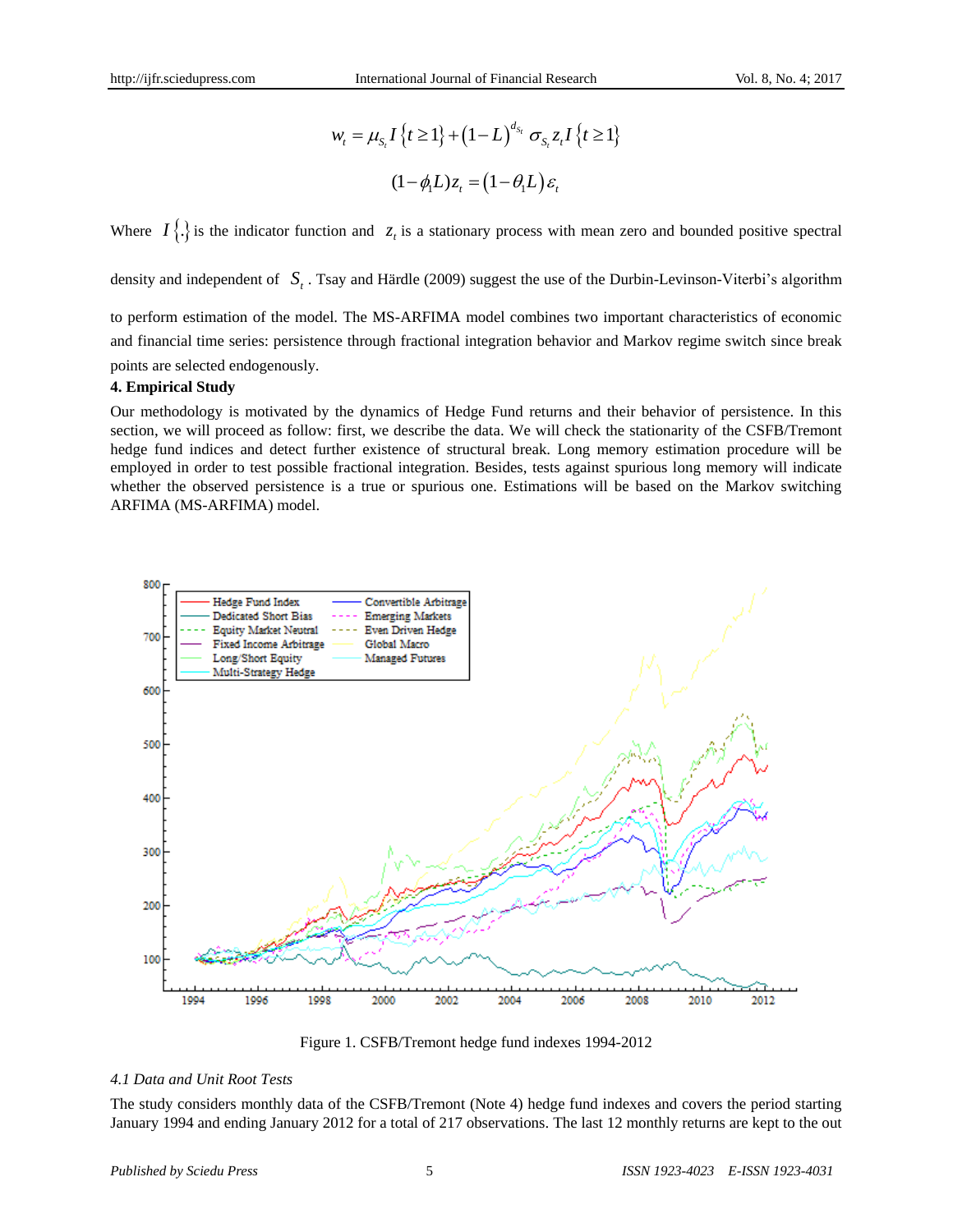$$w_t = \mu_{S_t} I\{t \geq 1\} + (1-L)^{d_{S_t}} \sigma_{S_t} z_t I\{t \geq 1\}$$

$$(1-\phi_1 L) z_t = (1-\theta_1 L)\varepsilon_t$$

Where $I\{.\}$ is the indicator function and $z_t$ is a stationary process with mean zero and bounded positive spectral density and independent of $S_t$. Tsay and Härdle (2009) suggest the use of the Durbin-Levinson-Viterbi's algorithm to perform estimation of the model. The MS-ARFIMA model combines two important characteristics of economic and financial time series: persistence through fractional integration behavior and Markov regime switch since break points are selected endogenously.

## 4. Empirical Study

Our methodology is motivated by the dynamics of Hedge Fund returns and their behavior of persistence. In this section, we will proceed as follow: first, we describe the data. We will check the stationarity of the CSFB/Tremont hedge fund indices and detect further existence of structural break. Long memory estimation procedure will be employed in order to test possible fractional integration. Besides, tests against spurious long memory will indicate whether the observed persistence is a true or spurious one. Estimations will be based on the Markov switching ARFIMA (MS-ARFIMA) model.

Figure 1. CSFB/Tremont hedge fund indexes 1994-2012

### 4.1 Data and Unit Root Tests

The study considers monthly data of the CSFB/Tremont (Note 4) hedge fund indexes and covers the period starting January 1994 and ending January 2012 for a total of 217 observations. The last 12 monthly returns are kept to the out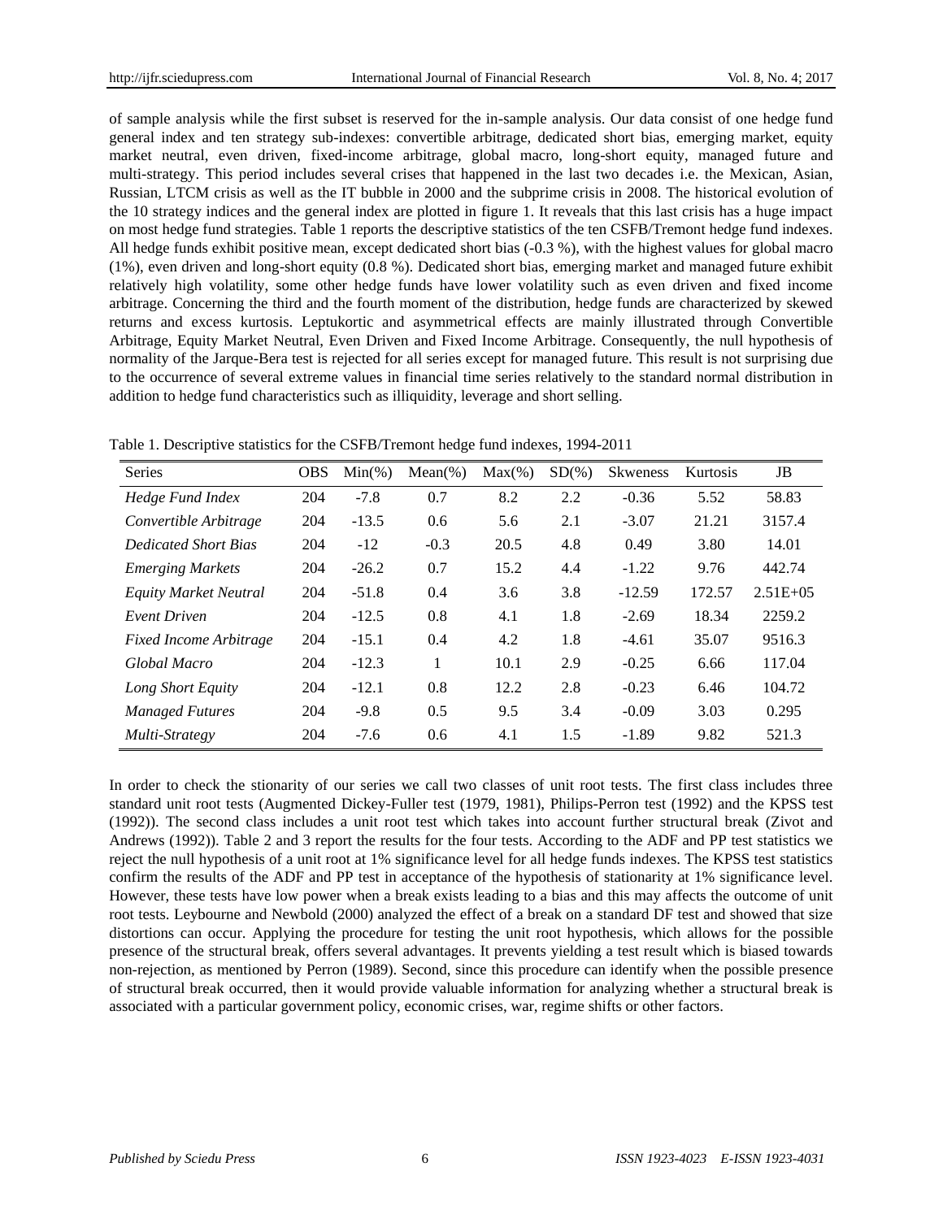of sample analysis while the first subset is reserved for the in-sample analysis. Our data consist of one hedge fund general index and ten strategy sub-indexes: convertible arbitrage, dedicated short bias, emerging market, equity market neutral, even driven, fixed-income arbitrage, global macro, long-short equity, managed future and multi-strategy. This period includes several crises that happened in the last two decades i.e. the Mexican, Asian, Russian, LTCM crisis as well as the IT bubble in 2000 and the subprime crisis in 2008. The historical evolution of the 10 strategy indices and the general index are plotted in figure 1. It reveals that this last crisis has a huge impact on most hedge fund strategies. Table 1 reports the descriptive statistics of the ten CSFB/Tremont hedge fund indexes. All hedge funds exhibit positive mean, except dedicated short bias (-0.3 %), with the highest values for global macro (1%), even driven and long-short equity (0.8 %). Dedicated short bias, emerging market and managed future exhibit relatively high volatility, some other hedge funds have lower volatility such as even driven and fixed income arbitrage. Concerning the third and the fourth moment of the distribution, hedge funds are characterized by skewed returns and excess kurtosis. Leptukortic and asymmetrical effects are mainly illustrated through Convertible Arbitrage, Equity Market Neutral, Even Driven and Fixed Income Arbitrage. Consequently, the null hypothesis of normality of the Jarque-Bera test is rejected for all series except for managed future. This result is not surprising due to the occurrence of several extreme values in financial time series relatively to the standard normal distribution in addition to hedge fund characteristics such as illiquidity, leverage and short selling.

Table 1. Descriptive statistics for the CSFB/Tremont hedge fund indexes, 1994-2011

| Series | OBS | Min(%) | Mean(%) | Max(%) | SD(%) | Skweness | Kurtosis | JB |
|---|---|---|---|---|---|---|---|---|
| *Hedge Fund Index* | 204 | -7.8 | 0.7 | 8.2 | 2.2 | -0.36 | 5.52 | 58.83 |
| *Convertible Arbitrage* | 204 | -13.5 | 0.6 | 5.6 | 2.1 | -3.07 | 21.21 | 3157.4 |
| *Dedicated Short Bias* | 204 | -12 | -0.3 | 20.5 | 4.8 | 0.49 | 3.80 | 14.01 |
| *Emerging Markets* | 204 | -26.2 | 0.7 | 15.2 | 4.4 | -1.22 | 9.76 | 442.74 |
| *Equity Market Neutral* | 204 | -51.8 | 0.4 | 3.6 | 3.8 | -12.59 | 172.57 | 2.51E+05 |
| *Event Driven* | 204 | -12.5 | 0.8 | 4.1 | 1.8 | -2.69 | 18.34 | 2259.2 |
| *Fixed Income Arbitrage* | 204 | -15.1 | 0.4 | 4.2 | 1.8 | -4.61 | 35.07 | 9516.3 |
| *Global Macro* | 204 | -12.3 | 1 | 10.1 | 2.9 | -0.25 | 6.66 | 117.04 |
| *Long Short Equity* | 204 | -12.1 | 0.8 | 12.2 | 2.8 | -0.23 | 6.46 | 104.72 |
| *Managed Futures* | 204 | -9.8 | 0.5 | 9.5 | 3.4 | -0.09 | 3.03 | 0.295 |
| *Multi-Strategy* | 204 | -7.6 | 0.6 | 4.1 | 1.5 | -1.89 | 9.82 | 521.3 |

In order to check the stionarity of our series we call two classes of unit root tests. The first class includes three standard unit root tests (Augmented Dickey-Fuller test (1979, 1981), Philips-Perron test (1992) and the KPSS test (1992)). The second class includes a unit root test which takes into account further structural break (Zivot and Andrews (1992)). Table 2 and 3 report the results for the four tests. According to the ADF and PP test statistics we reject the null hypothesis of a unit root at 1% significance level for all hedge funds indexes. The KPSS test statistics confirm the results of the ADF and PP test in acceptance of the hypothesis of stationarity at 1% significance level. However, these tests have low power when a break exists leading to a bias and this may affects the outcome of unit root tests. Leybourne and Newbold (2000) analyzed the effect of a break on a standard DF test and showed that size distortions can occur. Applying the procedure for testing the unit root hypothesis, which allows for the possible presence of the structural break, offers several advantages. It prevents yielding a test result which is biased towards non-rejection, as mentioned by Perron (1989). Second, since this procedure can identify when the possible presence of structural break occurred, then it would provide valuable information for analyzing whether a structural break is associated with a particular government policy, economic crises, war, regime shifts or other factors.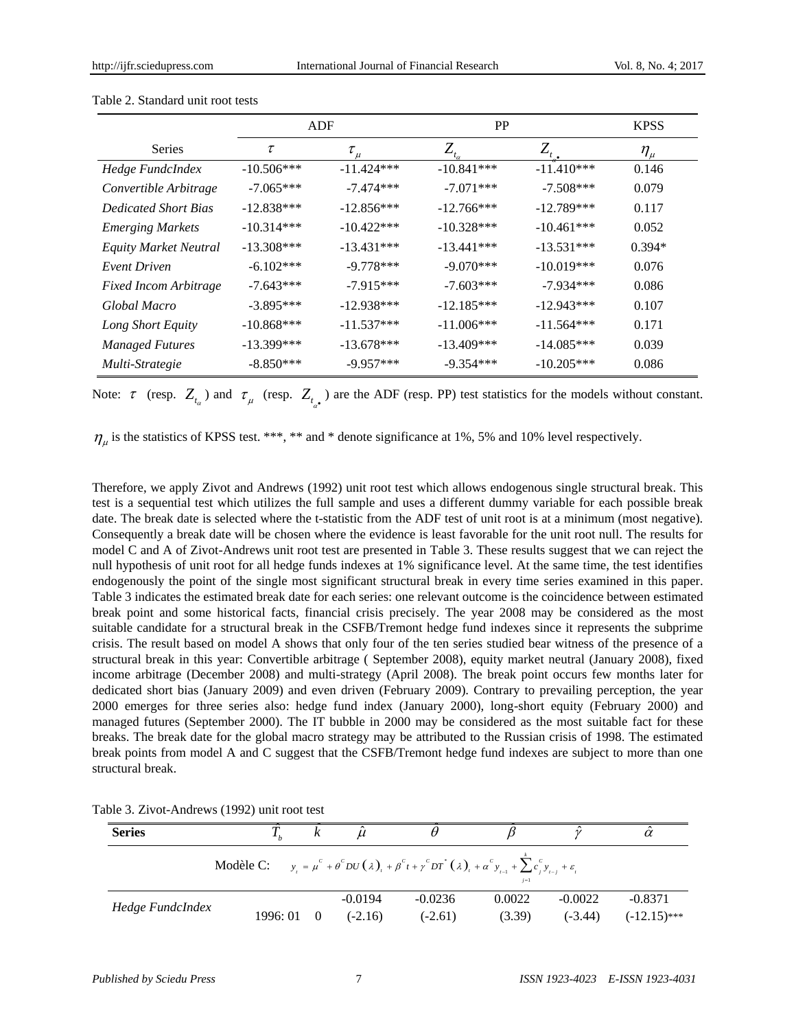Table 2. Standard unit root tests

| Series | ADF | | PP | | KPSS |
|---|---|---|---|---|---|
| | $\tau$ | $\tau_{\mu}$ | $Z_{t_{\alpha}}$ | $Z_{t_{\alpha^{\bullet}}}$ | $\eta_{\mu}$ |
| *Hedge FundcIndex* | -10.506*** | -11.424*** | -10.841*** | -11.410*** | 0.146 |
| *Convertible Arbitrage* | -7.065*** | -7.474*** | -7.071*** | -7.508*** | 0.079 |
| *Dedicated Short Bias* | -12.838*** | -12.856*** | -12.766*** | -12.789*** | 0.117 |
| *Emerging Markets* | -10.314*** | -10.422*** | -10.328*** | -10.461*** | 0.052 |
| *Equity Market Neutral* | -13.308*** | -13.431*** | -13.441*** | -13.531*** | 0.394* |
| *Event Driven* | -6.102*** | -9.778*** | -9.070*** | -10.019*** | 0.076 |
| *Fixed Incom Arbitrage* | -7.643*** | -7.915*** | -7.603*** | -7.934*** | 0.086 |
| *Global Macro* | -3.895*** | -12.938*** | -12.185*** | -12.943*** | 0.107 |
| *Long Short Equity* | -10.868*** | -11.537*** | -11.006*** | -11.564*** | 0.171 |
| *Managed Futures* | -13.399*** | -13.678*** | -13.409*** | -14.085*** | 0.039 |
| *Multi-Strategie* | -8.850*** | -9.957*** | -9.354*** | -10.205*** | 0.086 |

Note: $\tau$ (resp. $Z_{t_{\alpha}}$) and $\tau_{\mu}$ (resp. $Z_{t_{\alpha^{\bullet}}}$) are the ADF (resp. PP) test statistics for the models without constant.

$\eta_{\mu}$ is the statistics of KPSS test. ***, ** and * denote significance at 1%, 5% and 10% level respectively.

Therefore, we apply Zivot and Andrews (1992) unit root test which allows endogenous single structural break. This test is a sequential test which utilizes the full sample and uses a different dummy variable for each possible break date. The break date is selected where the t-statistic from the ADF test of unit root is at a minimum (most negative). Consequently a break date will be chosen where the evidence is least favorable for the unit root null. The results for model C and A of Zivot-Andrews unit root test are presented in Table 3. These results suggest that we can reject the null hypothesis of unit root for all hedge funds indexes at 1% significance level. At the same time, the test identifies endogenously the point of the single most significant structural break in every time series examined in this paper. Table 3 indicates the estimated break date for each series: one relevant outcome is the coincidence between estimated break point and some historical facts, financial crisis precisely. The year 2008 may be considered as the most suitable candidate for a structural break in the CSFB/Tremont hedge fund indexes since it represents the subprime crisis. The result based on model A shows that only four of the ten series studied bear witness of the presence of a structural break in this year: Convertible arbitrage ( September 2008), equity market neutral (January 2008), fixed income arbitrage (December 2008) and multi-strategy (April 2008). The break point occurs few months later for dedicated short bias (January 2009) and even driven (February 2009). Contrary to prevailing perception, the year 2000 emerges for three series also: hedge fund index (January 2000), long-short equity (February 2000) and managed futures (September 2000). The IT bubble in 2000 may be considered as the most suitable fact for these breaks. The break date for the global macro strategy may be attributed to the Russian crisis of 1998. The estimated break points from model A and C suggest that the CSFB/Tremont hedge fund indexes are subject to more than one structural break.

Table 3. Zivot-Andrews (1992) unit root test

| **Series** | $\hat{T}_b$ | $\hat{k}$ | $\hat{\mu}$ | $\hat{\theta}$ | $\hat{\beta}$ | $\hat{\gamma}$ | $\hat{\alpha}$ |
|---|---|---|---|---|---|---|---|
| Modèle C: $y_t = \mu^C + \theta^C DU(\lambda)_t + \beta^C t + \gamma^C DT^*(\lambda)_t + \alpha^C y_{t-1} + \sum_{j=1}^{k} c_j^C y_{t-j} + \varepsilon_t$ | | | | | | | |
| *Hedge FundcIndex* | 1996: 01 | 0 | -0.0194 (-2.16) | -0.0236 (-2.61) | 0.0022 (3.39) | -0.0022 (-3.44) | -0.8371 (-12.15)*** |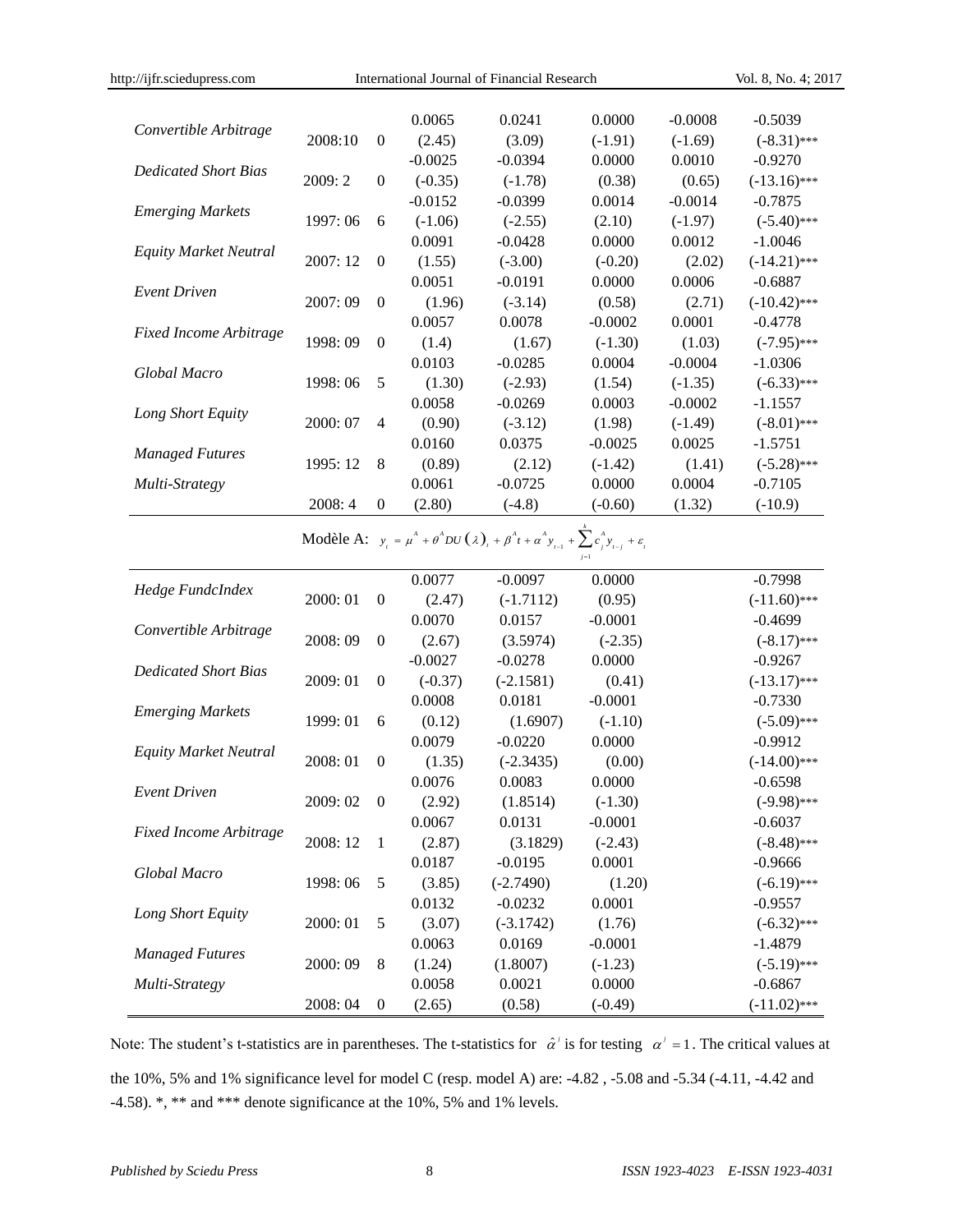| | | | | | | | |
|---|---|---|---|---|---|---|---|
| *Convertible Arbitrage* | | | 0.0065 | 0.0241 | 0.0000 | -0.0008 | -0.5039 |
| | 2008:10 | 0 | (2.45) | (3.09) | (-1.91) | (-1.69) | (-8.31)*** |
| *Dedicated Short Bias* | | | -0.0025 | -0.0394 | 0.0000 | 0.0010 | -0.9270 |
| | 2009: 2 | 0 | (-0.35) | (-1.78) | (0.38) | (0.65) | (-13.16)*** |
| *Emerging Markets* | | | -0.0152 | -0.0399 | 0.0014 | -0.0014 | -0.7875 |
| | 1997: 06 | 6 | (-1.06) | (-2.55) | (2.10) | (-1.97) | (-5.40)*** |
| *Equity Market Neutral* | | | 0.0091 | -0.0428 | 0.0000 | 0.0012 | -1.0046 |
| | 2007: 12 | 0 | (1.55) | (-3.00) | (-0.20) | (2.02) | (-14.21)*** |
| *Event Driven* | | | 0.0051 | -0.0191 | 0.0000 | 0.0006 | -0.6887 |
| | 2007: 09 | 0 | (1.96) | (-3.14) | (0.58) | (2.71) | (-10.42)*** |
| *Fixed Income Arbitrage* | | | 0.0057 | 0.0078 | -0.0002 | 0.0001 | -0.4778 |
| | 1998: 09 | 0 | (1.4) | (1.67) | (-1.30) | (1.03) | (-7.95)*** |
| *Global Macro* | | | 0.0103 | -0.0285 | 0.0004 | -0.0004 | -1.0306 |
| | 1998: 06 | 5 | (1.30) | (-2.93) | (1.54) | (-1.35) | (-6.33)*** |
| *Long Short Equity* | | | 0.0058 | -0.0269 | 0.0003 | -0.0002 | -1.1557 |
| | 2000: 07 | 4 | (0.90) | (-3.12) | (1.98) | (-1.49) | (-8.01)*** |
| *Managed Futures* | | | 0.0160 | 0.0375 | -0.0025 | 0.0025 | -1.5751 |
| | 1995: 12 | 8 | (0.89) | (2.12) | (-1.42) | (1.41) | (-5.28)*** |
| *Multi-Strategy* | | | 0.0061 | -0.0725 | 0.0000 | 0.0004 | -0.7105 |
| | 2008: 4 | 0 | (2.80) | (-4.8) | (-0.60) | (1.32) | (-10.9) |
| Modèle A: $y_t = \mu^A + \theta^A DU(\lambda)_t + \beta^A t + \alpha^A y_{t-1} + \sum_{j=1}^{k} c_j^A y_{t-j} + \varepsilon_t$ | | | | | | | |
| *Hedge FundcIndex* | | | 0.0077 | -0.0097 | 0.0000 | | -0.7998 |
| | 2000: 01 | 0 | (2.47) | (-1.7112) | (0.95) | | (-11.60)*** |
| *Convertible Arbitrage* | | | 0.0070 | 0.0157 | -0.0001 | | -0.4699 |
| | 2008: 09 | 0 | (2.67) | (3.5974) | (-2.35) | | (-8.17)*** |
| *Dedicated Short Bias* | | | -0.0027 | -0.0278 | 0.0000 | | -0.9267 |
| | 2009: 01 | 0 | (-0.37) | (-2.1581) | (0.41) | | (-13.17)*** |
| *Emerging Markets* | | | 0.0008 | 0.0181 | -0.0001 | | -0.7330 |
| | 1999: 01 | 6 | (0.12) | (1.6907) | (-1.10) | | (-5.09)*** |
| *Equity Market Neutral* | | | 0.0079 | -0.0220 | 0.0000 | | -0.9912 |
| | 2008: 01 | 0 | (1.35) | (-2.3435) | (0.00) | | (-14.00)*** |
| *Event Driven* | | | 0.0076 | 0.0083 | 0.0000 | | -0.6598 |
| | 2009: 02 | 0 | (2.92) | (1.8514) | (-1.30) | | (-9.98)*** |
| *Fixed Income Arbitrage* | | | 0.0067 | 0.0131 | -0.0001 | | -0.6037 |
| | 2008: 12 | 1 | (2.87) | (3.1829) | (-2.43) | | (-8.48)*** |
| *Global Macro* | | | 0.0187 | -0.0195 | 0.0001 | | -0.9666 |
| | 1998: 06 | 5 | (3.85) | (-2.7490) | (1.20) | | (-6.19)*** |
| *Long Short Equity* | | | 0.0132 | -0.0232 | 0.0001 | | -0.9557 |
| | 2000: 01 | 5 | (3.07) | (-3.1742) | (1.76) | | (-6.32)*** |
| *Managed Futures* | | | 0.0063 | 0.0169 | -0.0001 | | -1.4879 |
| | 2000: 09 | 8 | (1.24) | (1.8007) | (-1.23) | | (-5.19)*** |
| *Multi-Strategy* | | | 0.0058 | 0.0021 | 0.0000 | | -0.6867 |
| | 2008: 04 | 0 | (2.65) | (0.58) | (-0.49) | | (-11.02)*** |

Note: The student's t-statistics are in parentheses. The t-statistics for $\hat{\alpha}^i$ is for testing $\alpha^i = 1$. The critical values at the 10%, 5% and 1% significance level for model C (resp. model A) are: -4.82 , -5.08 and -5.34 (-4.11, -4.42 and -4.58). *, ** and *** denote significance at the 10%, 5% and 1% levels.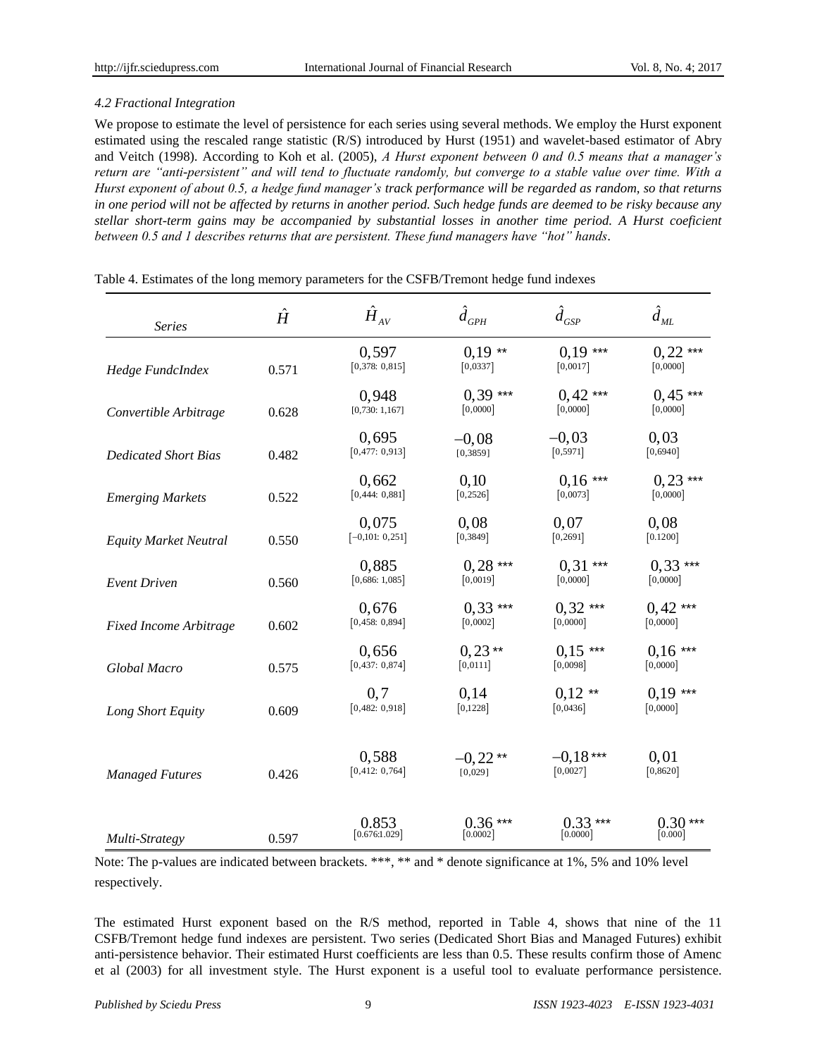### *4.2 Fractional Integration*

We propose to estimate the level of persistence for each series using several methods. We employ the Hurst exponent estimated using the rescaled range statistic (R/S) introduced by Hurst (1951) and wavelet-based estimator of Abry and Veitch (1998). According to Koh et al. (2005), *A Hurst exponent between 0 and 0.5 means that a manager's return are "anti-persistent" and will tend to fluctuate randomly, but converge to a stable value over time. With a Hurst exponent of about 0.5, a hedge fund manager's track performance will be regarded as random, so that returns in one period will not be affected by returns in another period. Such hedge funds are deemed to be risky because any stellar short-term gains may be accompanied by substantial losses in another time period. A Hurst coeficient between 0.5 and 1 describes returns that are persistent. These fund managers have "hot" hands*.

Table 4. Estimates of the long memory parameters for the CSFB/Tremont hedge fund indexes

| *Series* | $\hat{H}$ | $\hat{H}_{AV}$ | $\hat{d}_{GPH}$ | $\hat{d}_{GSP}$ | $\hat{d}_{ML}$ |
|---|---|---|---|---|---|
| *Hedge FundcIndex* | 0.571 | 0,597 [0,378: 0,815] | 0,19 ** [0,0337] | 0,19 *** [0,0017] | 0,22 *** [0,0000] |
| *Convertible Arbitrage* | 0.628 | 0,948 [0,730: 1,167] | 0,39 *** [0,0000] | 0,42 *** [0,0000] | 0,45 *** [0,0000] |
| *Dedicated Short Bias* | 0.482 | 0,695 [0,477: 0,913] | −0,08 [0,3859] | −0,03 [0,5971] | 0,03 [0,6940] |
| *Emerging Markets* | 0.522 | 0,662 [0,444: 0,881] | 0,10 [0,2526] | 0,16 *** [0,0073] | 0,23 *** [0,0000] |
| *Equity Market Neutral* | 0.550 | 0,075 [−0,101: 0,251] | 0,08 [0,3849] | 0,07 [0,2691] | 0,08 [0.1200] |
| *Event Driven* | 0.560 | 0,885 [0,686: 1,085] | 0,28 *** [0,0019] | 0,31 *** [0,0000] | 0,33 *** [0,0000] |
| *Fixed Income Arbitrage* | 0.602 | 0,676 [0,458: 0,894] | 0,33 *** [0,0002] | 0,32 *** [0,0000] | 0,42 *** [0,0000] |
| *Global Macro* | 0.575 | 0,656 [0,437: 0,874] | 0,23 ** [0,0111] | 0,15 *** [0,0098] | 0,16 *** [0,0000] |
| *Long Short Equity* | 0.609 | 0,7 [0,482: 0,918] | 0,14 [0,1228] | 0,12 ** [0,0436] | 0,19 *** [0,0000] |
| *Managed Futures* | 0.426 | 0,588 [0,412: 0,764] | −0,22 ** [0,029] | −0,18 *** [0,0027] | 0,01 [0,8620] |
| *Multi-Strategy* | 0.597 | 0.853 [0.676:1.029] | 0.36 *** [0.0002] | 0.33 *** [0.0000] | 0.30 *** [0.000] |

Note: The p-values are indicated between brackets. ***, ** and * denote significance at 1%, 5% and 10% level respectively.

The estimated Hurst exponent based on the R/S method, reported in Table 4, shows that nine of the 11 CSFB/Tremont hedge fund indexes are persistent. Two series (Dedicated Short Bias and Managed Futures) exhibit anti-persistence behavior. Their estimated Hurst coefficients are less than 0.5. These results confirm those of Amenc et al (2003) for all investment style. The Hurst exponent is a useful tool to evaluate performance persistence.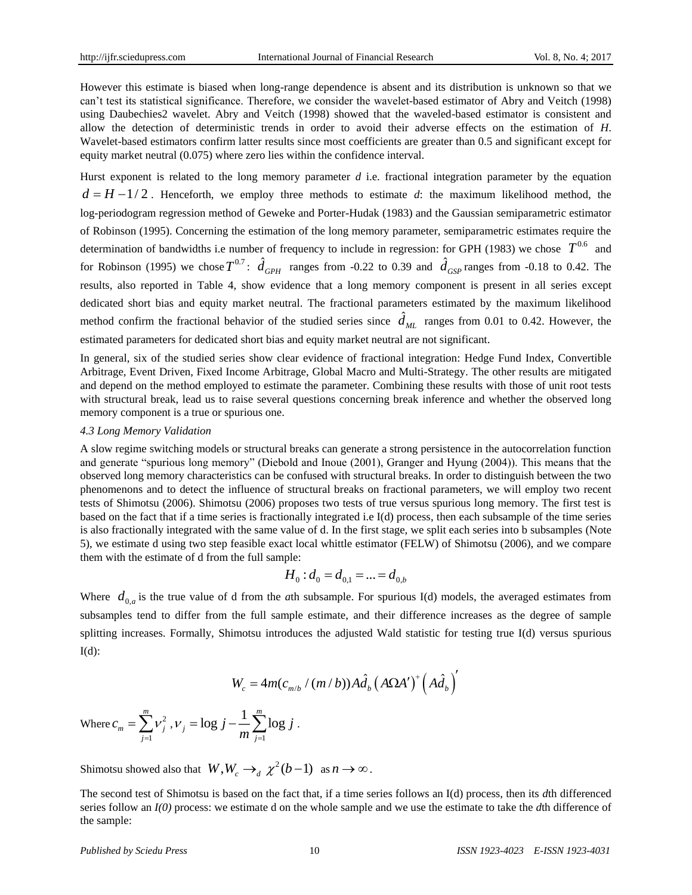However this estimate is biased when long-range dependence is absent and its distribution is unknown so that we can't test its statistical significance. Therefore, we consider the wavelet-based estimator of Abry and Veitch (1998) using Daubechies2 wavelet. Abry and Veitch (1998) showed that the waveled-based estimator is consistent and allow the detection of deterministic trends in order to avoid their adverse effects on the estimation of *H*. Wavelet-based estimators confirm latter results since most coefficients are greater than 0.5 and significant except for equity market neutral (0.075) where zero lies within the confidence interval.

Hurst exponent is related to the long memory parameter *d* i.e. fractional integration parameter by the equation $d = H - 1/2$. Henceforth, we employ three methods to estimate *d*: the maximum likelihood method, the log-periodogram regression method of Geweke and Porter-Hudak (1983) and the Gaussian semiparametric estimator of Robinson (1995). Concerning the estimation of the long memory parameter, semiparametric estimates require the determination of bandwidths i.e number of frequency to include in regression: for GPH (1983) we chose $T^{0.6}$ and for Robinson (1995) we chose $T^{0.7}$: $\hat{d}_{GPH}$ ranges from -0.22 to 0.39 and $\hat{d}_{GSP}$ ranges from -0.18 to 0.42. The results, also reported in Table 4, show evidence that a long memory component is present in all series except dedicated short bias and equity market neutral. The fractional parameters estimated by the maximum likelihood method confirm the fractional behavior of the studied series since $\hat{d}_{ML}$ ranges from 0.01 to 0.42. However, the estimated parameters for dedicated short bias and equity market neutral are not significant.

In general, six of the studied series show clear evidence of fractional integration: Hedge Fund Index, Convertible Arbitrage, Event Driven, Fixed Income Arbitrage, Global Macro and Multi-Strategy. The other results are mitigated and depend on the method employed to estimate the parameter. Combining these results with those of unit root tests with structural break, lead us to raise several questions concerning break inference and whether the observed long memory component is a true or spurious one.

*4.3 Long Memory Validation*

A slow regime switching models or structural breaks can generate a strong persistence in the autocorrelation function and generate "spurious long memory" (Diebold and Inoue (2001), Granger and Hyung (2004)). This means that the observed long memory characteristics can be confused with structural breaks. In order to distinguish between the two phenomenons and to detect the influence of structural breaks on fractional parameters, we will employ two recent tests of Shimotsu (2006). Shimotsu (2006) proposes two tests of true versus spurious long memory. The first test is based on the fact that if a time series is fractionally integrated i.e I(d) process, then each subsample of the time series is also fractionally integrated with the same value of d. In the first stage, we split each series into b subsamples (Note 5), we estimate d using two step feasible exact local whittle estimator (FELW) of Shimotsu (2006), and we compare them with the estimate of d from the full sample:

$$H_0 : d_0 = d_{0,1} = ... = d_{0,b}$$

Where $d_{0,a}$ is the true value of d from the *a*th subsample. For spurious I(d) models, the averaged estimates from subsamples tend to differ from the full sample estimate, and their difference increases as the degree of sample splitting increases. Formally, Shimotsu introduces the adjusted Wald statistic for testing true I(d) versus spurious I(d):

$$W_c = 4m(c_{m/b}/(m/b))A\hat{d}_b\left(A\Omega A'\right)^{+}\left(A\hat{d}_b\right)'$$

Where $c_m = \sum_{j=1}^{m} \nu_j^2$, $\nu_j = \log j - \frac{1}{m}\sum_{j=1}^{m}\log j$.

Shimotsu showed also that $W, W_c \rightarrow_d \chi^2(b-1)$ as $n \rightarrow \infty$.

The second test of Shimotsu is based on the fact that, if a time series follows an I(d) process, then its *d*th differenced series follow an *I(0)* process: we estimate d on the whole sample and we use the estimate to take the *d*th difference of the sample: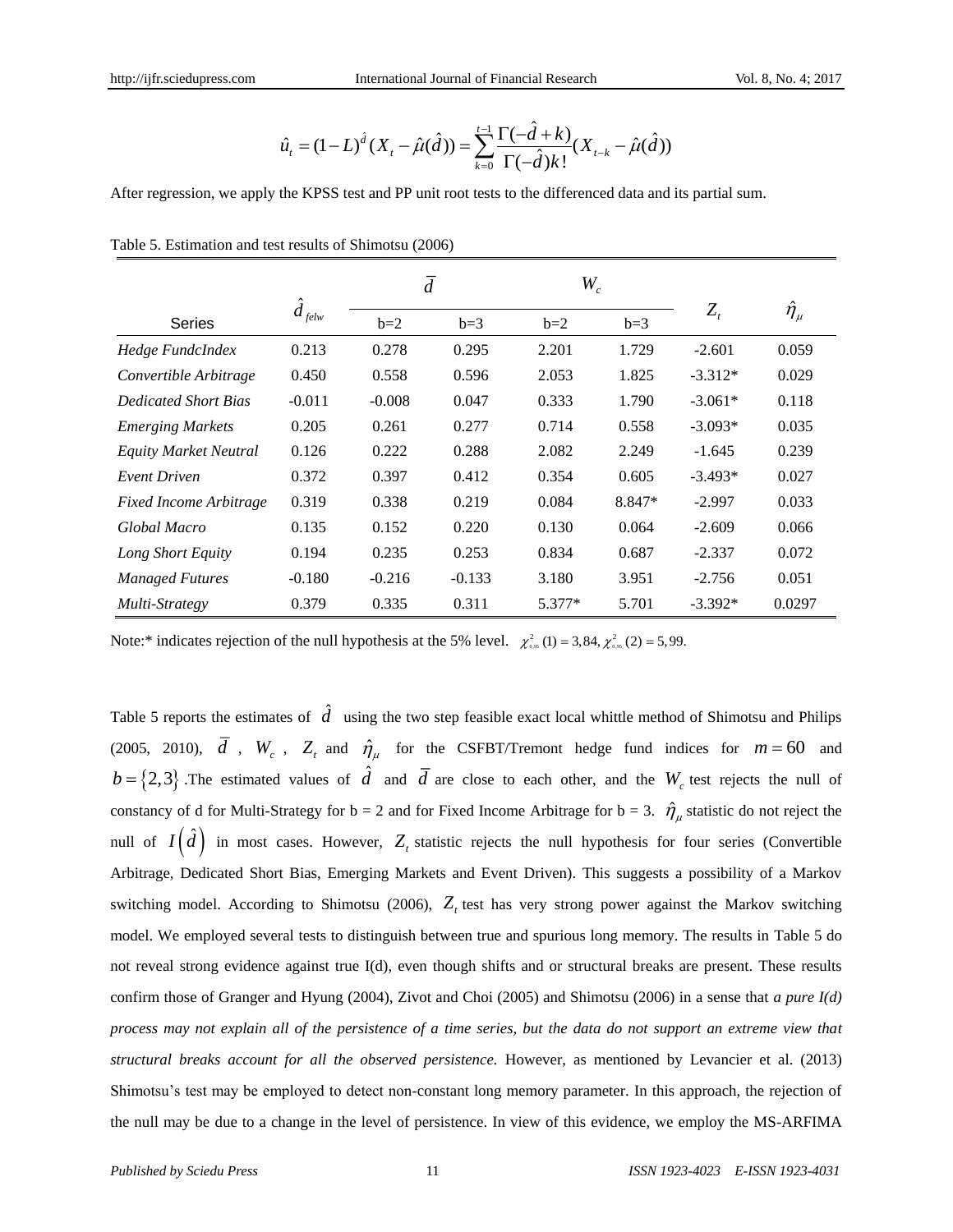$$\hat{u}_t = (1-L)^{\hat{d}}(X_t - \hat{\mu}(\hat{d})) = \sum_{k=0}^{t-1} \frac{\Gamma(-\hat{d}+k)}{\Gamma(-\hat{d})k!}(X_{t-k} - \hat{\mu}(\hat{d}))$$

After regression, we apply the KPSS test and PP unit root tests to the differenced data and its partial sum.

Table 5. Estimation and test results of Shimotsu (2006)

| Series | $\hat{d}_{felw}$ | $\bar{d}$ | | $W_c$ | | $Z_t$ | $\hat{\eta}_\mu$ |
|---|---|---|---|---|---|---|---|
| | | b=2 | b=3 | b=2 | b=3 | | |
| *Hedge FundcIndex* | 0.213 | 0.278 | 0.295 | 2.201 | 1.729 | -2.601 | 0.059 |
| *Convertible Arbitrage* | 0.450 | 0.558 | 0.596 | 2.053 | 1.825 | -3.312* | 0.029 |
| *Dedicated Short Bias* | -0.011 | -0.008 | 0.047 | 0.333 | 1.790 | -3.061* | 0.118 |
| *Emerging Markets* | 0.205 | 0.261 | 0.277 | 0.714 | 0.558 | -3.093* | 0.035 |
| *Equity Market Neutral* | 0.126 | 0.222 | 0.288 | 2.082 | 2.249 | -1.645 | 0.239 |
| *Event Driven* | 0.372 | 0.397 | 0.412 | 0.354 | 0.605 | -3.493* | 0.027 |
| *Fixed Income Arbitrage* | 0.319 | 0.338 | 0.219 | 0.084 | 8.847* | -2.997 | 0.033 |
| *Global Macro* | 0.135 | 0.152 | 0.220 | 0.130 | 0.064 | -2.609 | 0.066 |
| *Long Short Equity* | 0.194 | 0.235 | 0.253 | 0.834 | 0.687 | -2.337 | 0.072 |
| *Managed Futures* | -0.180 | -0.216 | -0.133 | 3.180 | 3.951 | -2.756 | 0.051 |
| *Multi-Strategy* | 0.379 | 0.335 | 0.311 | 5.377* | 5.701 | -3.392* | 0.0297 |

Note:* indicates rejection of the null hypothesis at the 5% level. $\chi^2_{0,95}(1) = 3,84, \chi^2_{0,95}(2) = 5,99$.

Table 5 reports the estimates of $\hat{d}$ using the two step feasible exact local whittle method of Shimotsu and Philips (2005, 2010), $\bar{d}$, $W_c$, $Z_t$ and $\hat{\eta}_\mu$ for the CSFBT/Tremont hedge fund indices for $m = 60$ and $b = \{2,3\}$ .The estimated values of $\hat{d}$ and $\bar{d}$ are close to each other, and the $W_c$ test rejects the null of constancy of d for Multi-Strategy for b = 2 and for Fixed Income Arbitrage for b = 3. $\hat{\eta}_\mu$ statistic do not reject the null of $I(\hat{d})$ in most cases. However, $Z_t$ statistic rejects the null hypothesis for four series (Convertible Arbitrage, Dedicated Short Bias, Emerging Markets and Event Driven). This suggests a possibility of a Markov switching model. According to Shimotsu (2006), $Z_t$ test has very strong power against the Markov switching model. We employed several tests to distinguish between true and spurious long memory. The results in Table 5 do not reveal strong evidence against true I(d), even though shifts and or structural breaks are present. These results confirm those of Granger and Hyung (2004), Zivot and Choi (2005) and Shimotsu (2006) in a sense that *a pure I(d) process may not explain all of the persistence of a time series, but the data do not support an extreme view that structural breaks account for all the observed persistence.* However, as mentioned by Levancier et al. (2013) Shimotsu's test may be employed to detect non-constant long memory parameter. In this approach, the rejection of the null may be due to a change in the level of persistence. In view of this evidence, we employ the MS-ARFIMA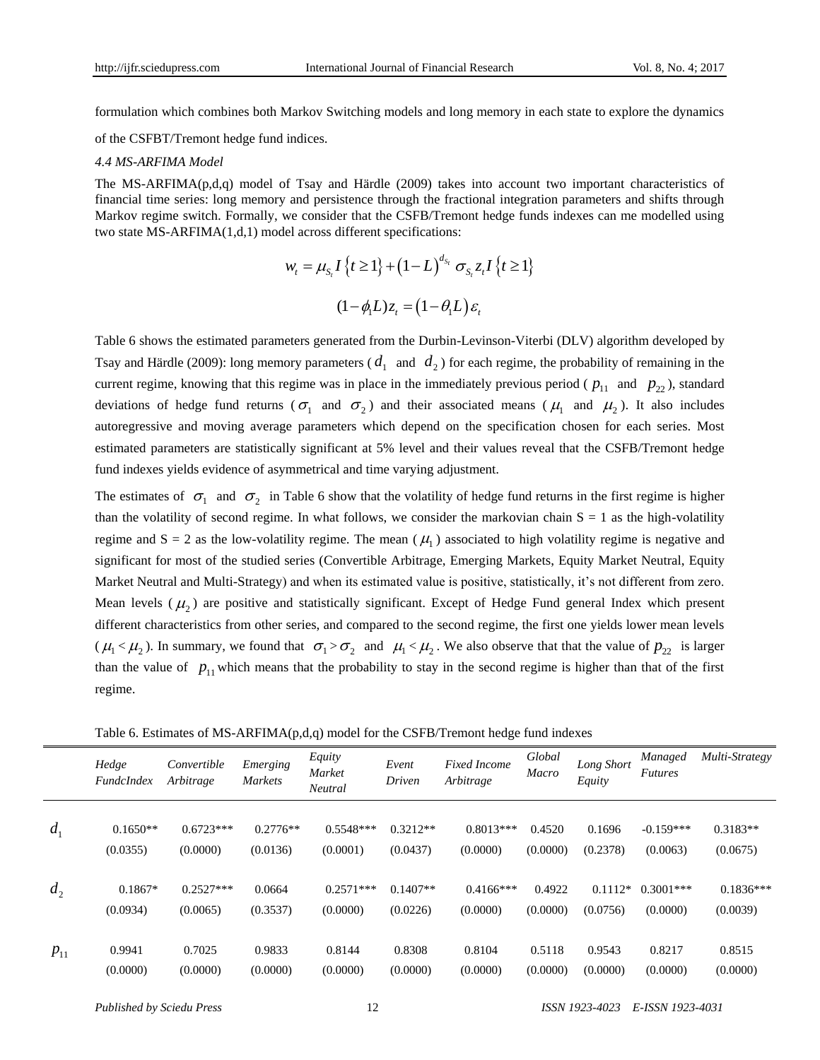formulation which combines both Markov Switching models and long memory in each state to explore the dynamics of the CSFBT/Tremont hedge fund indices.

#### *4.4 MS-ARFIMA Model*

The MS-ARFIMA(p,d,q) model of Tsay and Härdle (2009) takes into account two important characteristics of financial time series: long memory and persistence through the fractional integration parameters and shifts through Markov regime switch. Formally, we consider that the CSFB/Tremont hedge funds indexes can me modelled using two state MS-ARFIMA(1,d,1) model across different specifications:

$$w_t = \mu_{S_t} I\{t \geq 1\} + (1-L)^{d_{S_t}} \sigma_{S_t} z_t I\{t \geq 1\}$$

$$(1-\phi_1 L) z_t = (1-\theta_1 L)\varepsilon_t$$

Table 6 shows the estimated parameters generated from the Durbin-Levinson-Viterbi (DLV) algorithm developed by Tsay and Härdle (2009): long memory parameters ($d_1$ and $d_2$) for each regime, the probability of remaining in the current regime, knowing that this regime was in place in the immediately previous period ($p_{11}$ and $p_{22}$), standard deviations of hedge fund returns ($\sigma_1$ and $\sigma_2$) and their associated means ($\mu_1$ and $\mu_2$). It also includes autoregressive and moving average parameters which depend on the specification chosen for each series. Most estimated parameters are statistically significant at 5% level and their values reveal that the CSFB/Tremont hedge fund indexes yields evidence of asymmetrical and time varying adjustment.

The estimates of $\sigma_1$ and $\sigma_2$ in Table 6 show that the volatility of hedge fund returns in the first regime is higher than the volatility of second regime. In what follows, we consider the markovian chain S = 1 as the high-volatility regime and S = 2 as the low-volatility regime. The mean ($\mu_1$) associated to high volatility regime is negative and significant for most of the studied series (Convertible Arbitrage, Emerging Markets, Equity Market Neutral, Equity Market Neutral and Multi-Strategy) and when its estimated value is positive, statistically, it's not different from zero. Mean levels ($\mu_2$) are positive and statistically significant. Except of Hedge Fund general Index which present different characteristics from other series, and compared to the second regime, the first one yields lower mean levels ($\mu_1 < \mu_2$). In summary, we found that $\sigma_1 > \sigma_2$ and $\mu_1 < \mu_2$. We also observe that that the value of $p_{22}$ is larger than the value of $p_{11}$ which means that the probability to stay in the second regime is higher than that of the first regime.

Table 6. Estimates of MS-ARFIMA(p,d,q) model for the CSFB/Tremont hedge fund indexes

| | *Hedge FundcIndex* | *Convertible Arbitrage* | *Emerging Markets* | *Equity Market Neutral* | *Event Driven* | *Fixed Income Arbitrage* | *Global Macro* | *Long Short Equity* | *Managed Futures* | *Multi-Strategy* |
|---|---|---|---|---|---|---|---|---|---|---|
| $d_1$ | 0.1650** | 0.6723*** | 0.2776** | 0.5548*** | 0.3212** | 0.8013*** | 0.4520 | 0.1696 | -0.159*** | 0.3183** |
| | (0.0355) | (0.0000) | (0.0136) | (0.0001) | (0.0437) | (0.0000) | (0.0000) | (0.2378) | (0.0063) | (0.0675) |
| $d_2$ | 0.1867* | 0.2527*** | 0.0664 | 0.2571*** | 0.1407** | 0.4166*** | 0.4922 | 0.1112* | 0.3001*** | 0.1836*** |
| | (0.0934) | (0.0065) | (0.3537) | (0.0000) | (0.0226) | (0.0000) | (0.0000) | (0.0756) | (0.0000) | (0.0039) |
| $p_{11}$ | 0.9941 | 0.7025 | 0.9833 | 0.8144 | 0.8308 | 0.8104 | 0.5118 | 0.9543 | 0.8217 | 0.8515 |
| | (0.0000) | (0.0000) | (0.0000) | (0.0000) | (0.0000) | (0.0000) | (0.0000) | (0.0000) | (0.0000) | (0.0000) |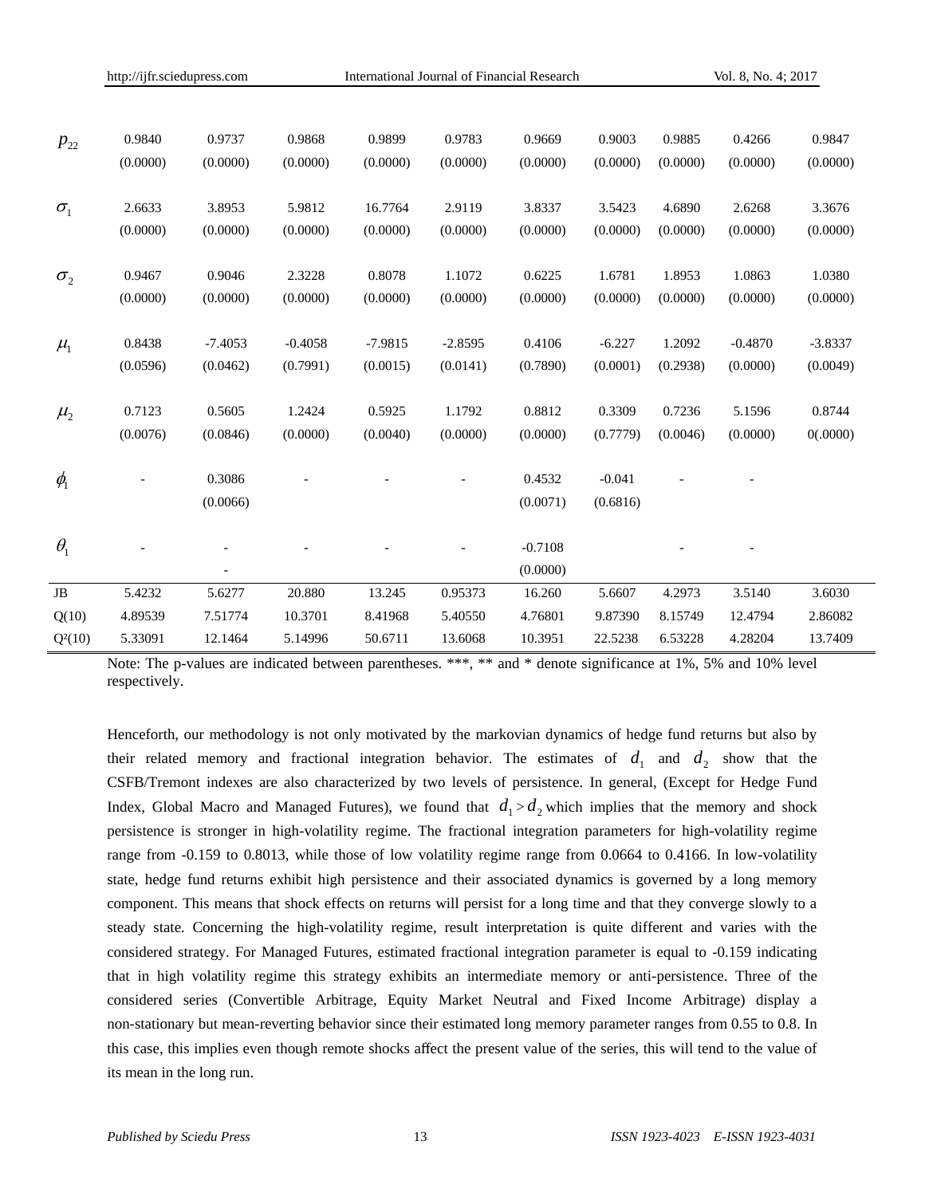| | | | | | | | | | | |
|---|---|---|---|---|---|---|---|---|---|---|
| $p_{22}$ | 0.9840 | 0.9737 | 0.9868 | 0.9899 | 0.9783 | 0.9669 | 0.9003 | 0.9885 | 0.4266 | 0.9847 |
| | (0.0000) | (0.0000) | (0.0000) | (0.0000) | (0.0000) | (0.0000) | (0.0000) | (0.0000) | (0.0000) | (0.0000) |
| $\sigma_1$ | 2.6633 | 3.8953 | 5.9812 | 16.7764 | 2.9119 | 3.8337 | 3.5423 | 4.6890 | 2.6268 | 3.3676 |
| | (0.0000) | (0.0000) | (0.0000) | (0.0000) | (0.0000) | (0.0000) | (0.0000) | (0.0000) | (0.0000) | (0.0000) |
| $\sigma_2$ | 0.9467 | 0.9046 | 2.3228 | 0.8078 | 1.1072 | 0.6225 | 1.6781 | 1.8953 | 1.0863 | 1.0380 |
| | (0.0000) | (0.0000) | (0.0000) | (0.0000) | (0.0000) | (0.0000) | (0.0000) | (0.0000) | (0.0000) | (0.0000) |
| $\mu_1$ | 0.8438 | -7.4053 | -0.4058 | -7.9815 | -2.8595 | 0.4106 | -6.227 | 1.2092 | -0.4870 | -3.8337 |
| | (0.0596) | (0.0462) | (0.7991) | (0.0015) | (0.0141) | (0.7890) | (0.0001) | (0.2938) | (0.0000) | (0.0049) |
| $\mu_2$ | 0.7123 | 0.5605 | 1.2424 | 0.5925 | 1.1792 | 0.8812 | 0.3309 | 0.7236 | 5.1596 | 0.8744 |
| | (0.0076) | (0.0846) | (0.0000) | (0.0040) | (0.0000) | (0.0000) | (0.7779) | (0.0046) | (0.0000) | 0(.0000) |
| $\phi_1$ | - | 0.3086 | - | - | - | 0.4532 | -0.041 | - | - | |
| | | (0.0066) | | | | (0.0071) | (0.6816) | | | |
| $\theta_1$ | - | - | - | - | - | -0.7108 | | - | - | |
| | | - | | | | (0.0000) | | | | |
| JB | 5.4232 | 5.6277 | 20.880 | 13.245 | 0.95373 | 16.260 | 5.6607 | 4.2973 | 3.5140 | 3.6030 |
| Q(10) | 4.89539 | 7.51774 | 10.3701 | 8.41968 | 5.40550 | 4.76801 | 9.87390 | 8.15749 | 12.4794 | 2.86082 |
| Q²(10) | 5.33091 | 12.1464 | 5.14996 | 50.6711 | 13.6068 | 10.3951 | 22.5238 | 6.53228 | 4.28204 | 13.7409 |

Note: The p-values are indicated between parentheses. ***, ** and * denote significance at 1%, 5% and 10% level respectively.

Henceforth, our methodology is not only motivated by the markovian dynamics of hedge fund returns but also by their related memory and fractional integration behavior. The estimates of $d_1$ and $d_2$ show that the CSFB/Tremont indexes are also characterized by two levels of persistence. In general, (Except for Hedge Fund Index, Global Macro and Managed Futures), we found that $d_1 > d_2$ which implies that the memory and shock persistence is stronger in high-volatility regime. The fractional integration parameters for high-volatility regime range from -0.159 to 0.8013, while those of low volatility regime range from 0.0664 to 0.4166. In low-volatility state, hedge fund returns exhibit high persistence and their associated dynamics is governed by a long memory component. This means that shock effects on returns will persist for a long time and that they converge slowly to a steady state. Concerning the high-volatility regime, result interpretation is quite different and varies with the considered strategy. For Managed Futures, estimated fractional integration parameter is equal to -0.159 indicating that in high volatility regime this strategy exhibits an intermediate memory or anti-persistence. Three of the considered series (Convertible Arbitrage, Equity Market Neutral and Fixed Income Arbitrage) display a non-stationary but mean-reverting behavior since their estimated long memory parameter ranges from 0.55 to 0.8. In this case, this implies even though remote shocks affect the present value of the series, this will tend to the value of its mean in the long run.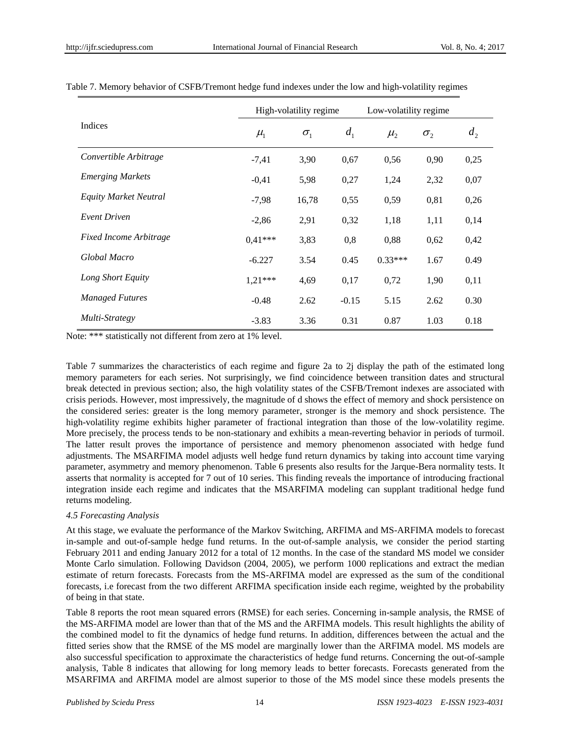Table 7. Memory behavior of CSFB/Tremont hedge fund indexes under the low and high-volatility regimes

| Indices | High-volatility regime | | | Low-volatility regime | | |
|---|---|---|---|---|---|---|
| | $\mu_1$ | $\sigma_1$ | $d_1$ | $\mu_2$ | $\sigma_2$ | $d_2$ |
| *Convertible Arbitrage* | -7,41 | 3,90 | 0,67 | 0,56 | 0,90 | 0,25 |
| *Emerging Markets* | -0,41 | 5,98 | 0,27 | 1,24 | 2,32 | 0,07 |
| *Equity Market Neutral* | -7,98 | 16,78 | 0,55 | 0,59 | 0,81 | 0,26 |
| *Event Driven* | -2,86 | 2,91 | 0,32 | 1,18 | 1,11 | 0,14 |
| *Fixed Income Arbitrage* | 0,41*** | 3,83 | 0,8 | 0,88 | 0,62 | 0,42 |
| *Global Macro* | -6.227 | 3.54 | 0.45 | 0.33*** | 1.67 | 0.49 |
| *Long Short Equity* | 1,21*** | 4,69 | 0,17 | 0,72 | 1,90 | 0,11 |
| *Managed Futures* | -0.48 | 2.62 | -0.15 | 5.15 | 2.62 | 0.30 |
| *Multi-Strategy* | -3.83 | 3.36 | 0.31 | 0.87 | 1.03 | 0.18 |

Note: *** statistically not different from zero at 1% level.

Table 7 summarizes the characteristics of each regime and figure 2a to 2j display the path of the estimated long memory parameters for each series. Not surprisingly, we find coincidence between transition dates and structural break detected in previous section; also, the high volatility states of the CSFB/Tremont indexes are associated with crisis periods. However, most impressively, the magnitude of d shows the effect of memory and shock persistence on the considered series: greater is the long memory parameter, stronger is the memory and shock persistence. The high-volatility regime exhibits higher parameter of fractional integration than those of the low-volatility regime. More precisely, the process tends to be non-stationary and exhibits a mean-reverting behavior in periods of turmoil. The latter result proves the importance of persistence and memory phenomenon associated with hedge fund adjustments. The MSARFIMA model adjusts well hedge fund return dynamics by taking into account time varying parameter, asymmetry and memory phenomenon. Table 6 presents also results for the Jarque-Bera normality tests. It asserts that normality is accepted for 7 out of 10 series. This finding reveals the importance of introducing fractional integration inside each regime and indicates that the MSARFIMA modeling can supplant traditional hedge fund returns modeling.

### *4.5 Forecasting Analysis*

At this stage, we evaluate the performance of the Markov Switching, ARFIMA and MS-ARFIMA models to forecast in-sample and out-of-sample hedge fund returns. In the out-of-sample analysis, we consider the period starting February 2011 and ending January 2012 for a total of 12 months. In the case of the standard MS model we consider Monte Carlo simulation. Following Davidson (2004, 2005), we perform 1000 replications and extract the median estimate of return forecasts. Forecasts from the MS-ARFIMA model are expressed as the sum of the conditional forecasts, i.e forecast from the two different ARFIMA specification inside each regime, weighted by the probability of being in that state.

Table 8 reports the root mean squared errors (RMSE) for each series. Concerning in-sample analysis, the RMSE of the MS-ARFIMA model are lower than that of the MS and the ARFIMA models. This result highlights the ability of the combined model to fit the dynamics of hedge fund returns. In addition, differences between the actual and the fitted series show that the RMSE of the MS model are marginally lower than the ARFIMA model. MS models are also successful specification to approximate the characteristics of hedge fund returns. Concerning the out-of-sample analysis, Table 8 indicates that allowing for long memory leads to better forecasts. Forecasts generated from the MSARFIMA and ARFIMA model are almost superior to those of the MS model since these models presents the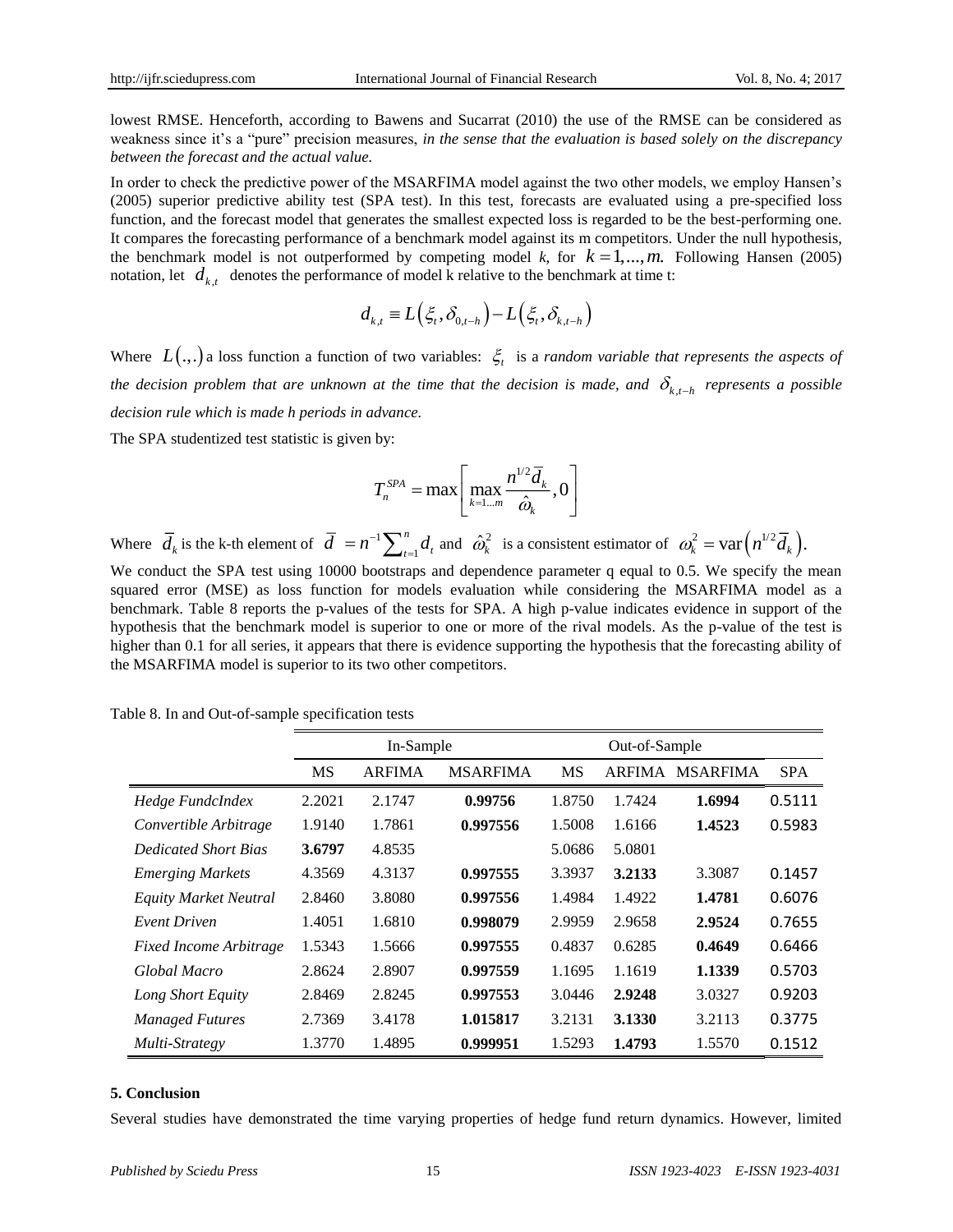lowest RMSE. Henceforth, according to Bawens and Sucarrat (2010) the use of the RMSE can be considered as weakness since it's a "pure" precision measures, *in the sense that the evaluation is based solely on the discrepancy between the forecast and the actual value.*

In order to check the predictive power of the MSARFIMA model against the two other models, we employ Hansen's (2005) superior predictive ability test (SPA test). In this test, forecasts are evaluated using a pre-specified loss function, and the forecast model that generates the smallest expected loss is regarded to be the best-performing one. It compares the forecasting performance of a benchmark model against its m competitors. Under the null hypothesis, the benchmark model is not outperformed by competing model *k*, for $k = 1,...,m.$ Following Hansen (2005) notation, let $d_{k,t}$ denotes the performance of model k relative to the benchmark at time t:

$$d_{k,t} \equiv L\left(\xi_t, \delta_{0,t-h}\right) - L\left(\xi_t, \delta_{k,t-h}\right)$$

Where $L(.,.)$ a loss function a function of two variables: $\xi_t$ is a *random variable that represents the aspects of the decision problem that are unknown at the time that the decision is made, and* $\delta_{k,t-h}$ *represents a possible decision rule which is made h periods in advance.*

The SPA studentized test statistic is given by:

$$T_n^{SPA} = \max\left[\max_{k=1...m} \frac{n^{1/2}\bar{d}_k}{\hat{\omega}_k}, 0\right]$$

Where $\bar{d}_k$ is the k-th element of $\bar{d} = n^{-1}\sum_{t=1}^{n} d_t$ and $\hat{\omega}_k^2$ is a consistent estimator of $\omega_k^2 = \mathrm{var}\left(n^{1/2}\bar{d}_k\right).$

We conduct the SPA test using 10000 bootstraps and dependence parameter q equal to 0.5. We specify the mean squared error (MSE) as loss function for models evaluation while considering the MSARFIMA model as a benchmark. Table 8 reports the p-values of the tests for SPA. A high p-value indicates evidence in support of the hypothesis that the benchmark model is superior to one or more of the rival models. As the p-value of the test is higher than 0.1 for all series, it appears that there is evidence supporting the hypothesis that the forecasting ability of the MSARFIMA model is superior to its two other competitors.

Table 8. In and Out-of-sample specification tests

| | In-Sample | | | Out-of-Sample | | | |
|---|---|---|---|---|---|---|---|
| | MS | ARFIMA | MSARFIMA | MS | ARFIMA | MSARFIMA | SPA |
| *Hedge FundcIndex* | 2.2021 | 2.1747 | **0.99756** | 1.8750 | 1.7424 | **1.6994** | 0.5111 |
| *Convertible Arbitrage* | 1.9140 | 1.7861 | **0.997556** | 1.5008 | 1.6166 | **1.4523** | 0.5983 |
| *Dedicated Short Bias* | **3.6797** | 4.8535 | | 5.0686 | 5.0801 | | |
| *Emerging Markets* | 4.3569 | 4.3137 | **0.997555** | 3.3937 | **3.2133** | 3.3087 | 0.1457 |
| *Equity Market Neutral* | 2.8460 | 3.8080 | **0.997556** | 1.4984 | 1.4922 | **1.4781** | 0.6076 |
| *Event Driven* | 1.4051 | 1.6810 | **0.998079** | 2.9959 | 2.9658 | **2.9524** | 0.7655 |
| *Fixed Income Arbitrage* | 1.5343 | 1.5666 | **0.997555** | 0.4837 | 0.6285 | **0.4649** | 0.6466 |
| *Global Macro* | 2.8624 | 2.8907 | **0.997559** | 1.1695 | 1.1619 | **1.1339** | 0.5703 |
| *Long Short Equity* | 2.8469 | 2.8245 | **0.997553** | 3.0446 | **2.9248** | 3.0327 | 0.9203 |
| *Managed Futures* | 2.7369 | 3.4178 | **1.015817** | 3.2131 | **3.1330** | 3.2113 | 0.3775 |
| *Multi-Strategy* | 1.3770 | 1.4895 | **0.999951** | 1.5293 | **1.4793** | 1.5570 | 0.1512 |

## 5. Conclusion

Several studies have demonstrated the time varying properties of hedge fund return dynamics. However, limited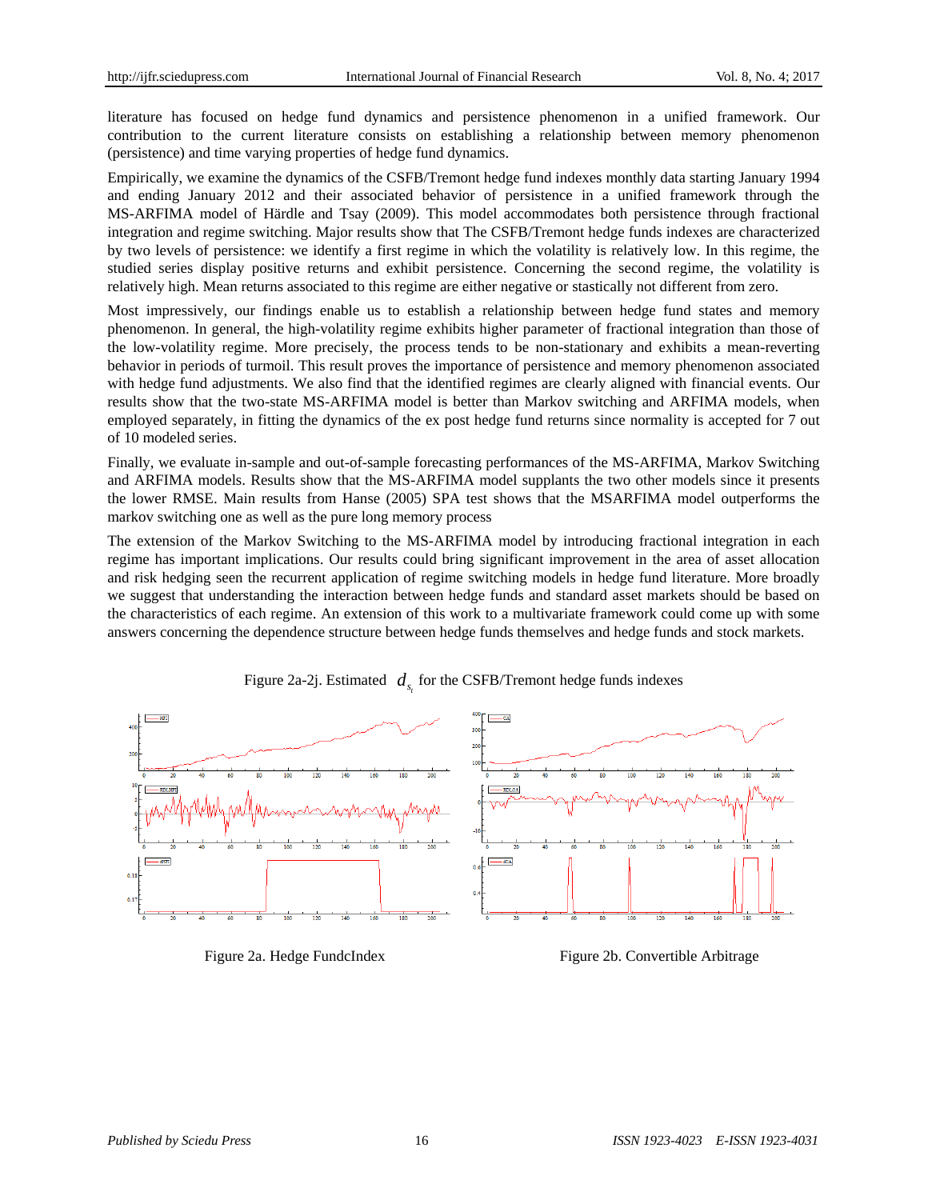literature has focused on hedge fund dynamics and persistence phenomenon in a unified framework. Our contribution to the current literature consists on establishing a relationship between memory phenomenon (persistence) and time varying properties of hedge fund dynamics.

Empirically, we examine the dynamics of the CSFB/Tremont hedge fund indexes monthly data starting January 1994 and ending January 2012 and their associated behavior of persistence in a unified framework through the MS-ARFIMA model of Härdle and Tsay (2009). This model accommodates both persistence through fractional integration and regime switching. Major results show that The CSFB/Tremont hedge funds indexes are characterized by two levels of persistence: we identify a first regime in which the volatility is relatively low. In this regime, the studied series display positive returns and exhibit persistence. Concerning the second regime, the volatility is relatively high. Mean returns associated to this regime are either negative or stastically not different from zero.

Most impressively, our findings enable us to establish a relationship between hedge fund states and memory phenomenon. In general, the high-volatility regime exhibits higher parameter of fractional integration than those of the low-volatility regime. More precisely, the process tends to be non-stationary and exhibits a mean-reverting behavior in periods of turmoil. This result proves the importance of persistence and memory phenomenon associated with hedge fund adjustments. We also find that the identified regimes are clearly aligned with financial events. Our results show that the two-state MS-ARFIMA model is better than Markov switching and ARFIMA models, when employed separately, in fitting the dynamics of the ex post hedge fund returns since normality is accepted for 7 out of 10 modeled series.

Finally, we evaluate in-sample and out-of-sample forecasting performances of the MS-ARFIMA, Markov Switching and ARFIMA models. Results show that the MS-ARFIMA model supplants the two other models since it presents the lower RMSE. Main results from Hanse (2005) SPA test shows that the MSARFIMA model outperforms the markov switching one as well as the pure long memory process

The extension of the Markov Switching to the MS-ARFIMA model by introducing fractional integration in each regime has important implications. Our results could bring significant improvement in the area of asset allocation and risk hedging seen the recurrent application of regime switching models in hedge fund literature. More broadly we suggest that understanding the interaction between hedge funds and standard asset markets should be based on the characteristics of each regime. An extension of this work to a multivariate framework could come up with some answers concerning the dependence structure between hedge funds themselves and hedge funds and stock markets.

Figure 2a-2j. Estimated $d_{s_t}$ for the CSFB/Tremont hedge funds indexes

Figure 2a. Hedge FundcIndex

Figure 2b. Convertible Arbitrage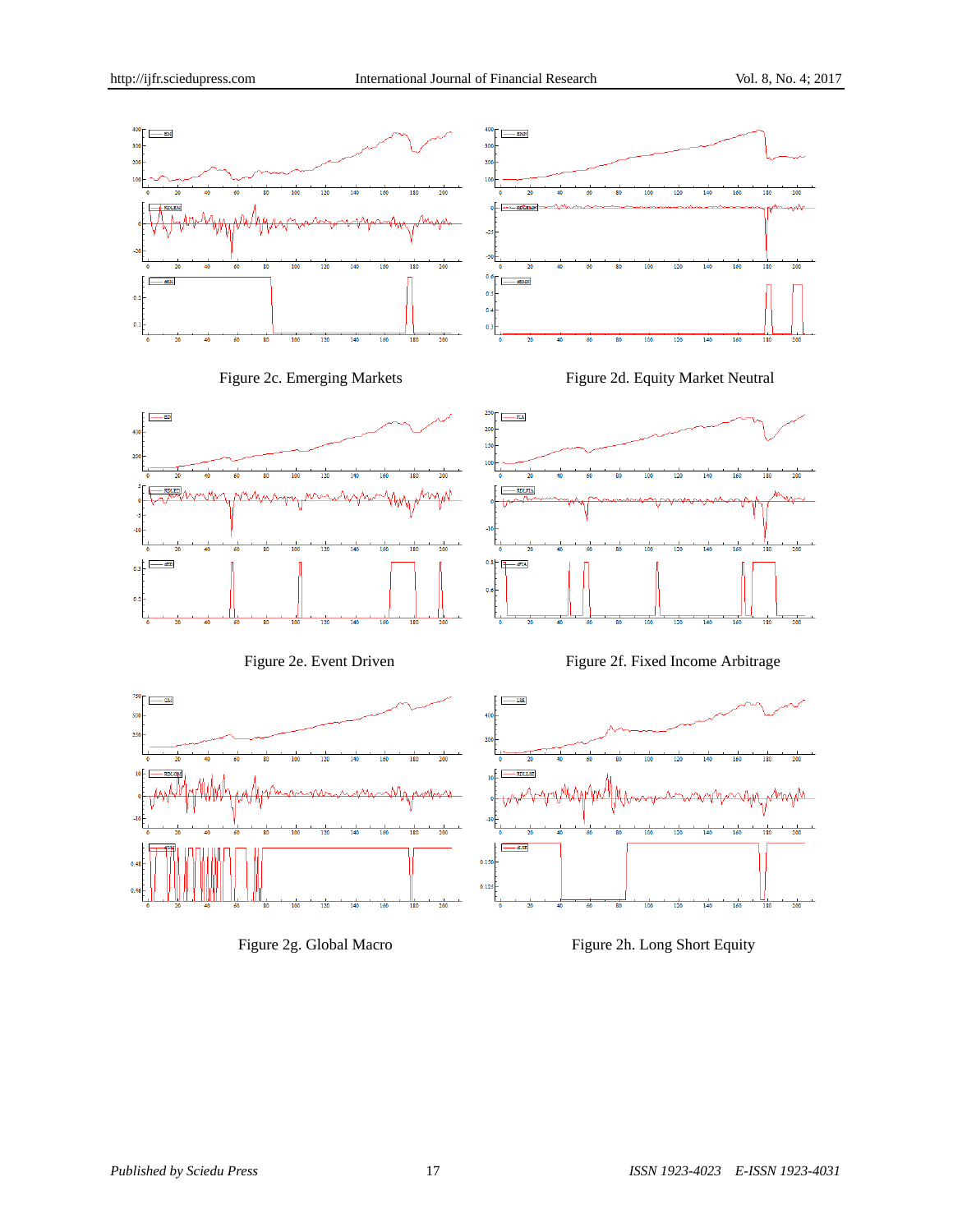Figure 2c. Emerging Markets

Figure 2d. Equity Market Neutral

Figure 2e. Event Driven

Figure 2f. Fixed Income Arbitrage

Figure 2g. Global Macro

Figure 2h. Long Short Equity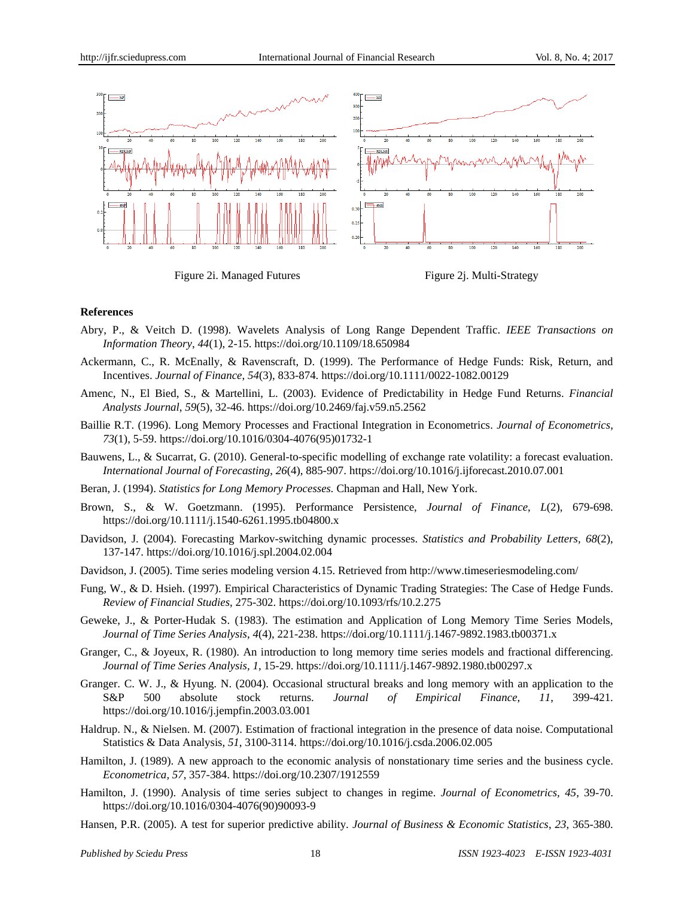Figure 2i. Managed Futures

Figure 2j. Multi-Strategy

**References**

Abry, P., & Veitch D. (1998). Wavelets Analysis of Long Range Dependent Traffic. *IEEE Transactions on Information Theory*, *44*(1), 2-15. https://doi.org/10.1109/18.650984

Ackermann, C., R. McEnally, & Ravenscraft, D. (1999). The Performance of Hedge Funds: Risk, Return, and Incentives. *Journal of Finance*, *54*(3), 833-874. https://doi.org/10.1111/0022-1082.00129

Amenc, N., El Bied, S., & Martellini, L. (2003). Evidence of Predictability in Hedge Fund Returns. *Financial Analysts Journal*, *59*(5), 32-46. https://doi.org/10.2469/faj.v59.n5.2562

Baillie R.T. (1996). Long Memory Processes and Fractional Integration in Econometrics. *Journal of Econometrics*, *73*(1), 5-59. https://doi.org/10.1016/0304-4076(95)01732-1

Bauwens, L., & Sucarrat, G. (2010). General-to-specific modelling of exchange rate volatility: a forecast evaluation. *International Journal of Forecasting*, *26*(4), 885-907. https://doi.org/10.1016/j.ijforecast.2010.07.001

Beran, J. (1994). *Statistics for Long Memory Processes.* Chapman and Hall, New York.

Brown, S., & W. Goetzmann. (1995). Performance Persistence, *Journal of Finance*, *L*(2), 679-698. https://doi.org/10.1111/j.1540-6261.1995.tb04800.x

Davidson, J. (2004). Forecasting Markov-switching dynamic processes. *Statistics and Probability Letters*, *68*(2), 137-147. https://doi.org/10.1016/j.spl.2004.02.004

Davidson, J. (2005). Time series modeling version 4.15. Retrieved from http://www.timeseriesmodeling.com/

Fung, W., & D. Hsieh. (1997). Empirical Characteristics of Dynamic Trading Strategies: The Case of Hedge Funds. *Review of Financial Studies*, 275-302. https://doi.org/10.1093/rfs/10.2.275

Geweke, J., & Porter-Hudak S. (1983). The estimation and Application of Long Memory Time Series Models, *Journal of Time Series Analysis*, *4*(4), 221-238. https://doi.org/10.1111/j.1467-9892.1983.tb00371.x

Granger, C., & Joyeux, R. (1980). An introduction to long memory time series models and fractional differencing. *Journal of Time Series Analysis*, *1*, 15-29. https://doi.org/10.1111/j.1467-9892.1980.tb00297.x

Granger. C. W. J., & Hyung. N. (2004). Occasional structural breaks and long memory with an application to the S&P 500 absolute stock returns. *Journal of Empirical Finance*, *11*, 399-421. https://doi.org/10.1016/j.jempfin.2003.03.001

Haldrup. N., & Nielsen. M. (2007). Estimation of fractional integration in the presence of data noise. Computational Statistics & Data Analysis, *51*, 3100-3114. https://doi.org/10.1016/j.csda.2006.02.005

Hamilton, J. (1989). A new approach to the economic analysis of nonstationary time series and the business cycle. *Econometrica*, *57*, 357-384. https://doi.org/10.2307/1912559

Hamilton, J. (1990). Analysis of time series subject to changes in regime. *Journal of Econometrics, 45*, 39-70. https://doi.org/10.1016/0304-4076(90)90093-9

Hansen, P.R. (2005). A test for superior predictive ability. *Journal of Business & Economic Statistics*, *23*, 365-380.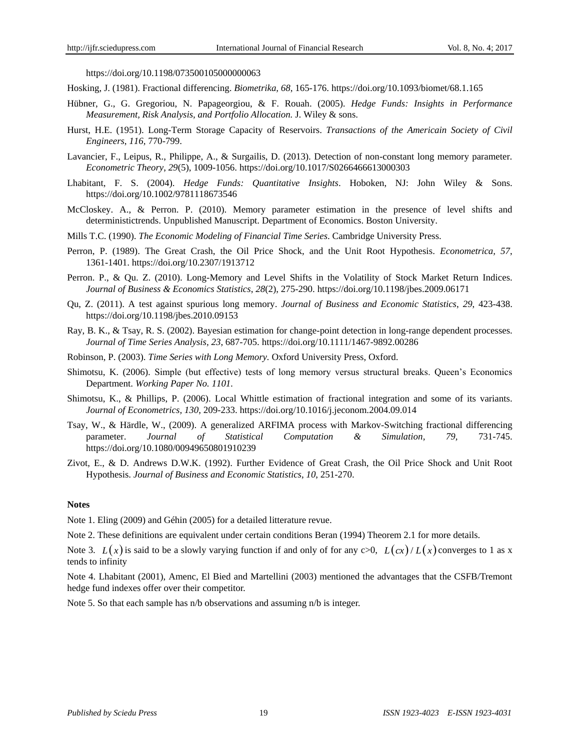https://doi.org/10.1198/073500105000000063

Hosking, J. (1981). Fractional differencing. *Biometrika, 68*, 165-176. https://doi.org/10.1093/biomet/68.1.165

Hübner, G., G. Gregoriou, N. Papageorgiou, & F. Rouah. (2005). *Hedge Funds: Insights in Performance Measurement, Risk Analysis, and Portfolio Allocation.* J. Wiley & sons.

Hurst, H.E. (1951). Long-Term Storage Capacity of Reservoirs. *Transactions of the Americain Society of Civil Engineers, 116*, 770-799.

Lavancier, F., Leipus, R., Philippe, A., & Surgailis, D. (2013). Detection of non-constant long memory parameter. *Econometric Theory*, *29*(5), 1009-1056. https://doi.org/10.1017/S0266466613000303

Lhabitant, F. S. (2004). *Hedge Funds: Quantitative Insights*. Hoboken, NJ: John Wiley & Sons. https://doi.org/10.1002/9781118673546

McCloskey. A., & Perron. P. (2010). Memory parameter estimation in the presence of level shifts and deterministictrends. Unpublished Manuscript. Department of Economics. Boston University.

Mills T.C. (1990). *The Economic Modeling of Financial Time Series*. Cambridge University Press.

Perron, P. (1989). The Great Crash, the Oil Price Shock, and the Unit Root Hypothesis. *Econometrica, 57*, 1361-1401. https://doi.org/10.2307/1913712

Perron. P., & Qu. Z. (2010). Long-Memory and Level Shifts in the Volatility of Stock Market Return Indices. *Journal of Business & Economics Statistics*, *28*(2), 275-290. https://doi.org/10.1198/jbes.2009.06171

Qu, Z. (2011). A test against spurious long memory. *Journal of Business and Economic Statistics*, *29*, 423-438. https://doi.org/10.1198/jbes.2010.09153

Ray, B. K., & Tsay, R. S. (2002). Bayesian estimation for change-point detection in long-range dependent processes. *Journal of Time Series Analysis, 23*, 687-705. https://doi.org/10.1111/1467-9892.00286

Robinson, P. (2003). *Time Series with Long Memory.* Oxford University Press, Oxford.

Shimotsu, K. (2006). Simple (but effective) tests of long memory versus structural breaks. Queen's Economics Department. *Working Paper No. 1101.*

Shimotsu, K., & Phillips, P. (2006). Local Whittle estimation of fractional integration and some of its variants. *Journal of Econometrics*, *130*, 209-233. https://doi.org/10.1016/j.jeconom.2004.09.014

Tsay, W., & Härdle, W., (2009). A generalized ARFIMA process with Markov-Switching fractional differencing parameter. *Journal of Statistical Computation & Simulation, 79,* 731-745. https://doi.org/10.1080/00949650801910239

Zivot, E., & D. Andrews D.W.K. (1992). Further Evidence of Great Crash, the Oil Price Shock and Unit Root Hypothesis. *Journal of Business and Economic Statistics*, *10*, 251-270.

**Notes**

Note 1. Eling (2009) and Géhin (2005) for a detailed litterature revue.

Note 2. These definitions are equivalent under certain conditions Beran (1994) Theorem 2.1 for more details.

Note 3. $L(x)$ is said to be a slowly varying function if and only of for any c>0, $L(cx)/L(x)$ converges to 1 as x tends to infinity

Note 4. Lhabitant (2001), Amenc, El Bied and Martellini (2003) mentioned the advantages that the CSFB/Tremont hedge fund indexes offer over their competitor.

Note 5. So that each sample has n/b observations and assuming n/b is integer.